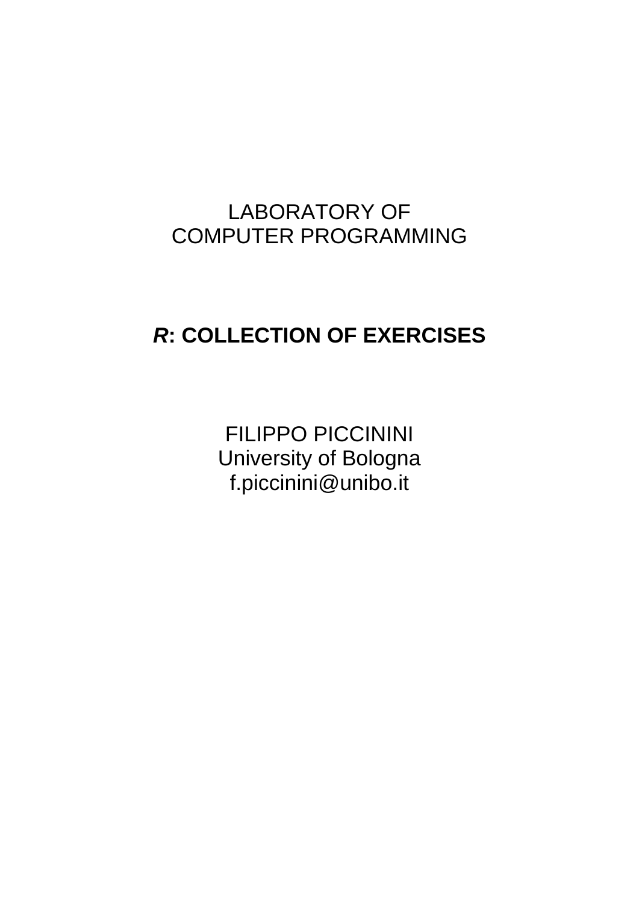LABORATORY OF
COMPUTER PROGRAMMING

# ***R*: COLLECTION OF EXERCISES**

FILIPPO PICCININI
University of Bologna
f.piccinini@unibo.it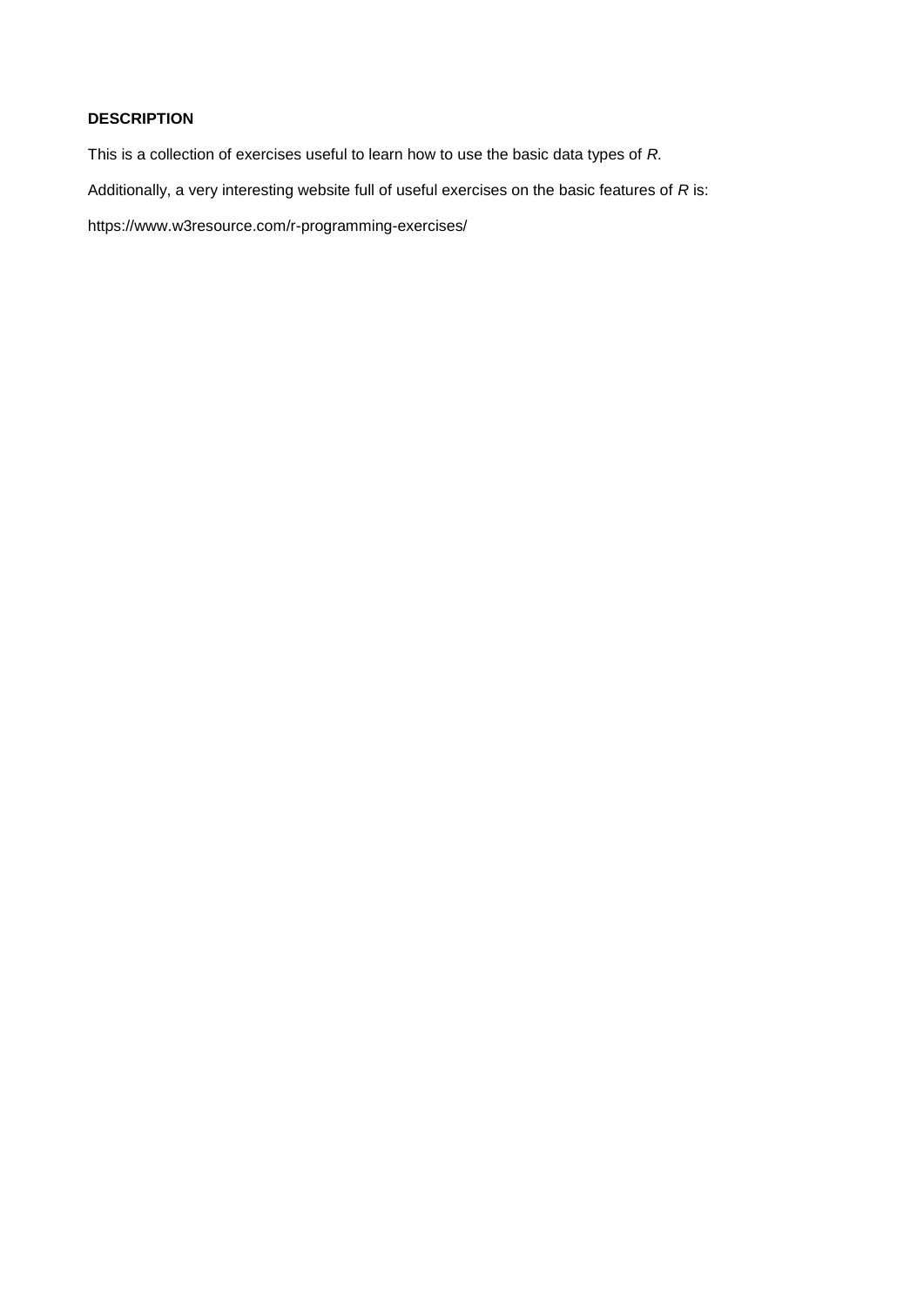**DESCRIPTION**

This is a collection of exercises useful to learn how to use the basic data types of *R.*

Additionally, a very interesting website full of useful exercises on the basic features of *R* is:

https://www.w3resource.com/r-programming-exercises/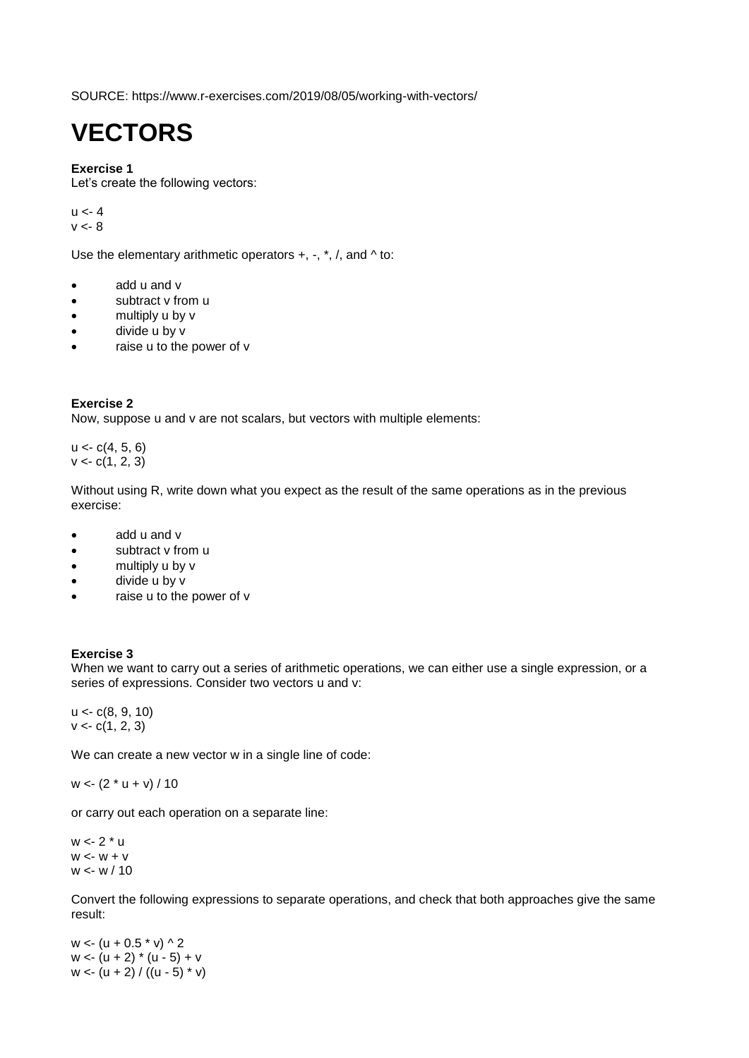SOURCE: https://www.r-exercises.com/2019/08/05/working-with-vectors/

# VECTORS

**Exercise 1**
Let's create the following vectors:

```
u <- 4
v <- 8
```

Use the elementary arithmetic operators +, -, *, /, and ^ to:

- add u and v
- subtract v from u
- multiply u by v
- divide u by v
- raise u to the power of v

**Exercise 2**
Now, suppose u and v are not scalars, but vectors with multiple elements:

```
u <- c(4, 5, 6)
v <- c(1, 2, 3)
```

Without using R, write down what you expect as the result of the same operations as in the previous exercise:

- add u and v
- subtract v from u
- multiply u by v
- divide u by v
- raise u to the power of v

**Exercise 3**
When we want to carry out a series of arithmetic operations, we can either use a single expression, or a series of expressions. Consider two vectors u and v:

```
u <- c(8, 9, 10)
v <- c(1, 2, 3)
```

We can create a new vector w in a single line of code:

```
w <- (2 * u + v) / 10
```

or carry out each operation on a separate line:

```
w <- 2 * u
w <- w + v
w <- w / 10
```

Convert the following expressions to separate operations, and check that both approaches give the same result:

```
w <- (u + 0.5 * v) ^ 2
w <- (u + 2) * (u - 5) + v
w <- (u + 2) / ((u - 5) * v)
```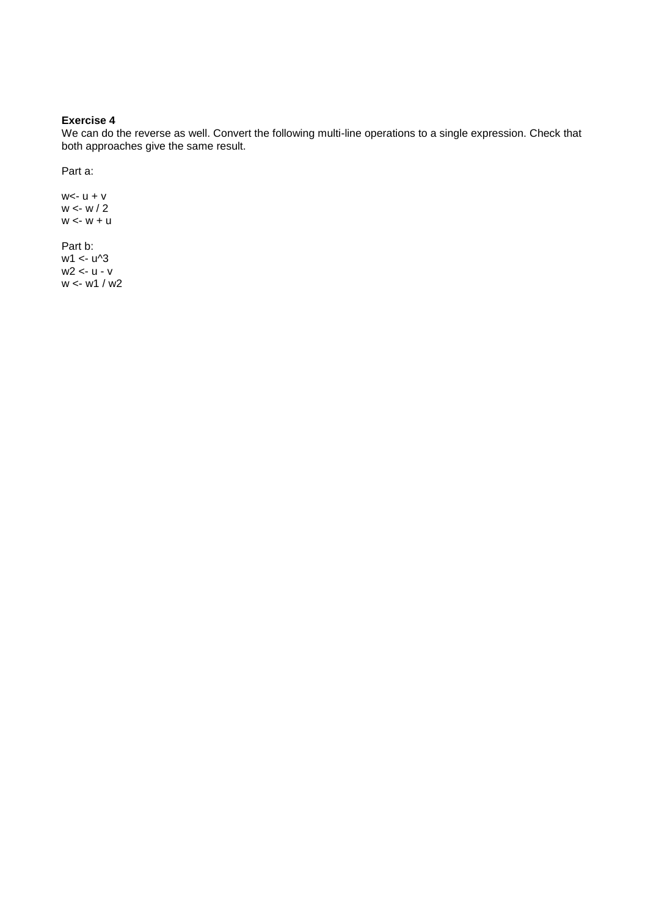**Exercise 4**

We can do the reverse as well. Convert the following multi-line operations to a single expression. Check that both approaches give the same result.

Part a:

```
w<- u + v
w <- w / 2
w <- w + u
```

Part b:

```
w1 <- u^3
w2 <- u - v
w <- w1 / w2
```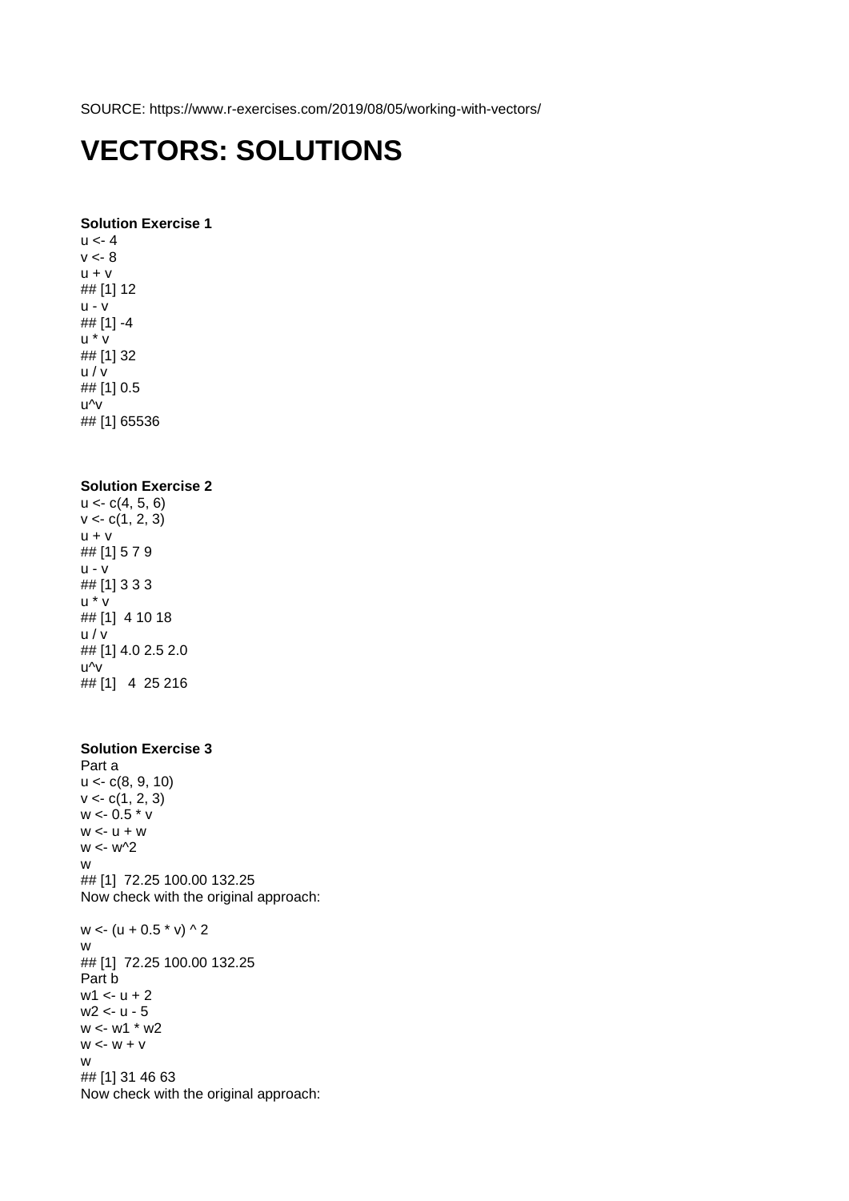SOURCE: https://www.r-exercises.com/2019/08/05/working-with-vectors/

# VECTORS: SOLUTIONS

**Solution Exercise 1**

```
u <- 4
v <- 8
u + v
## [1] 12
u - v
## [1] -4
u * v
## [1] 32
u / v
## [1] 0.5
u^v
## [1] 65536
```

**Solution Exercise 2**

```
u <- c(4, 5, 6)
v <- c(1, 2, 3)
u + v
## [1] 5 7 9
u - v
## [1] 3 3 3
u * v
## [1]  4 10 18
u / v
## [1] 4.0 2.5 2.0
u^v
## [1]   4  25 216
```

**Solution Exercise 3**

Part a

```
u <- c(8, 9, 10)
v <- c(1, 2, 3)
w <- 0.5 * v
w <- u + w
w <- w^2
w
## [1]  72.25 100.00 132.25
```

Now check with the original approach:

```
w <- (u + 0.5 * v) ^ 2
w
## [1]  72.25 100.00 132.25
```

Part b

```
w1 <- u + 2
w2 <- u - 5
w <- w1 * w2
w <- w + v
w
## [1] 31 46 63
```

Now check with the original approach: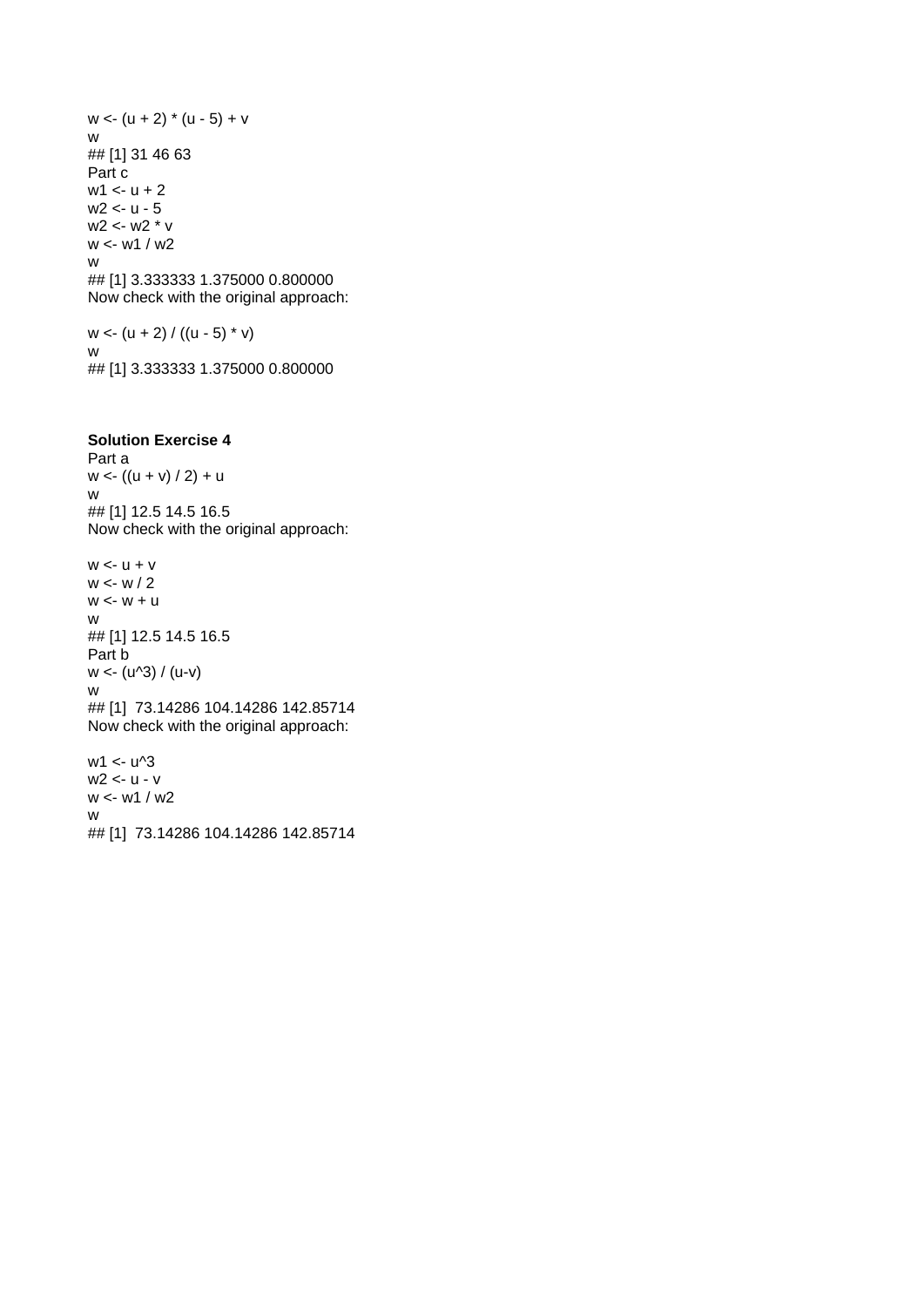```
w <- (u + 2) * (u - 5) + v
w
## [1] 31 46 63
```

Part c

```
w1 <- u + 2
w2 <- u - 5
w2 <- w2 * v
w <- w1 / w2
w
## [1] 3.333333 1.375000 0.800000
```

Now check with the original approach:

```
w <- (u + 2) / ((u - 5) * v)
w
## [1] 3.333333 1.375000 0.800000
```

**Solution Exercise 4**

Part a

```
w <- ((u + v) / 2) + u
w
## [1] 12.5 14.5 16.5
```

Now check with the original approach:

```
w <- u + v
w <- w / 2
w <- w + u
w
## [1] 12.5 14.5 16.5
```

Part b

```
w <- (u^3) / (u-v)
w
## [1]  73.14286 104.14286 142.85714
```

Now check with the original approach:

```
w1 <- u^3
w2 <- u - v
w <- w1 / w2
w
## [1]  73.14286 104.14286 142.85714
```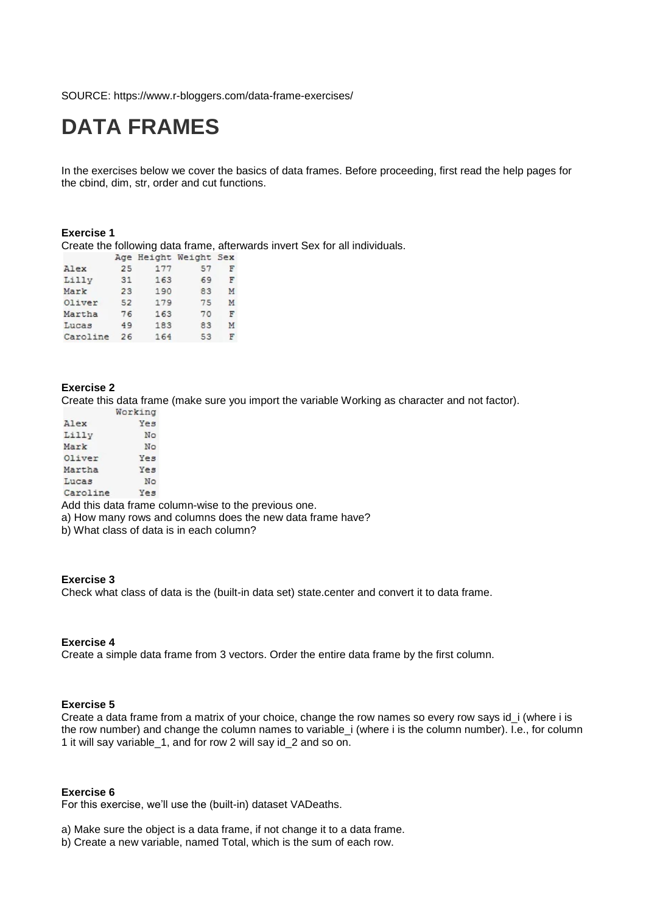SOURCE: https://www.r-bloggers.com/data-frame-exercises/

# DATA FRAMES

In the exercises below we cover the basics of data frames. Before proceeding, first read the help pages for the cbind, dim, str, order and cut functions.

**Exercise 1**

Create the following data frame, afterwards invert Sex for all individuals.

```
         Age Height Weight Sex
Alex      25    177     57   F
Lilly     31    163     69   F
Mark      23    190     83   M
Oliver    52    179     75   M
Martha    76    163     70   F
Lucas     49    183     83   M
Caroline  26    164     53   F
```

**Exercise 2**

Create this data frame (make sure you import the variable Working as character and not factor).

```
         Working
Alex         Yes
Lilly         No
Mark          No
Oliver       Yes
Martha       Yes
Lucas         No
Caroline     Yes
```

Add this data frame column-wise to the previous one.

a) How many rows and columns does the new data frame have?

b) What class of data is in each column?

**Exercise 3**

Check what class of data is the (built-in data set) state.center and convert it to data frame.

**Exercise 4**

Create a simple data frame from 3 vectors. Order the entire data frame by the first column.

**Exercise 5**

Create a data frame from a matrix of your choice, change the row names so every row says id_i (where i is the row number) and change the column names to variable_i (where i is the column number). I.e., for column 1 it will say variable_1, and for row 2 will say id_2 and so on.

**Exercise 6**

For this exercise, we'll use the (built-in) dataset VADeaths.

a) Make sure the object is a data frame, if not change it to a data frame.

b) Create a new variable, named Total, which is the sum of each row.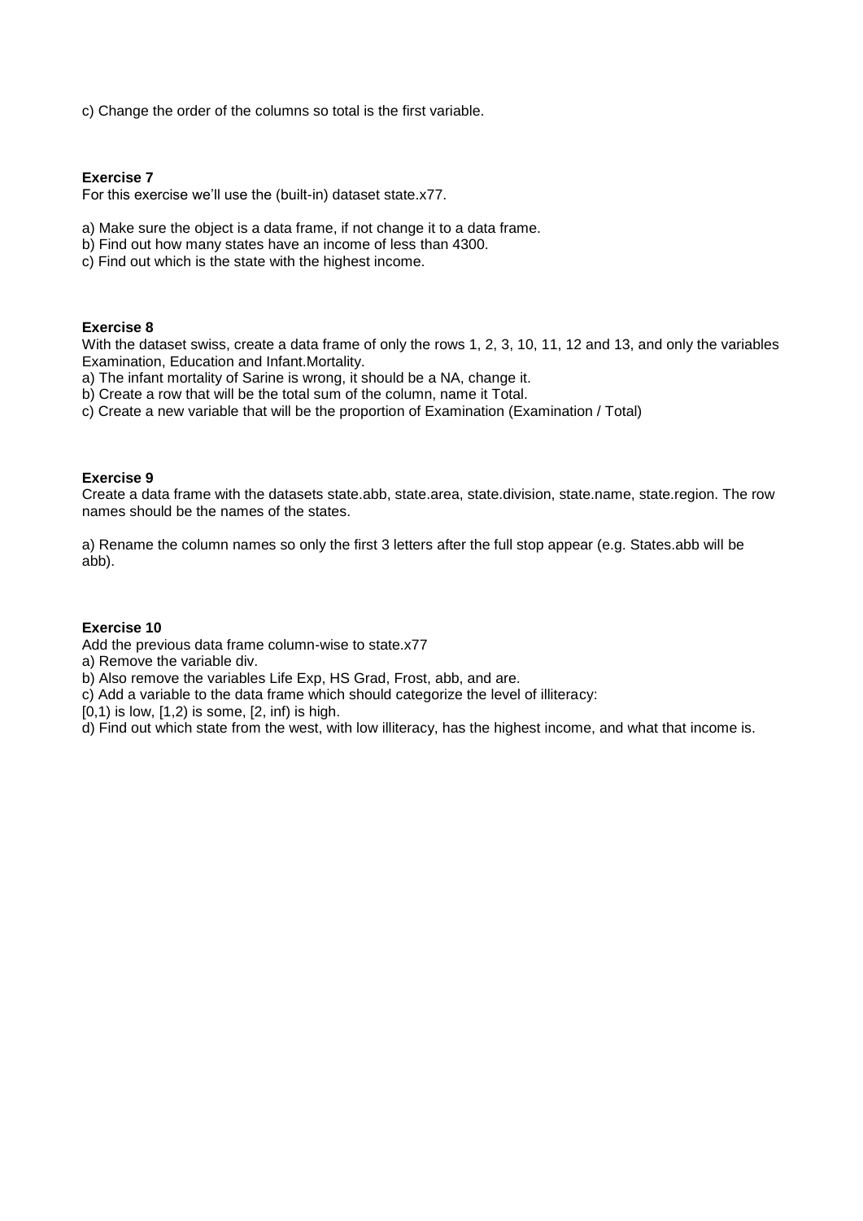c) Change the order of the columns so total is the first variable.

**Exercise 7**

For this exercise we'll use the (built-in) dataset state.x77.

a) Make sure the object is a data frame, if not change it to a data frame.
b) Find out how many states have an income of less than 4300.
c) Find out which is the state with the highest income.

**Exercise 8**

With the dataset swiss, create a data frame of only the rows 1, 2, 3, 10, 11, 12 and 13, and only the variables Examination, Education and Infant.Mortality.

a) The infant mortality of Sarine is wrong, it should be a NA, change it.
b) Create a row that will be the total sum of the column, name it Total.
c) Create a new variable that will be the proportion of Examination (Examination / Total)

**Exercise 9**

Create a data frame with the datasets state.abb, state.area, state.division, state.name, state.region. The row names should be the names of the states.

a) Rename the column names so only the first 3 letters after the full stop appear (e.g. States.abb will be abb).

**Exercise 10**

Add the previous data frame column-wise to state.x77

a) Remove the variable div.
b) Also remove the variables Life Exp, HS Grad, Frost, abb, and are.
c) Add a variable to the data frame which should categorize the level of illiteracy:
[0,1) is low, [1,2) is some, [2, inf) is high.
d) Find out which state from the west, with low illiteracy, has the highest income, and what that income is.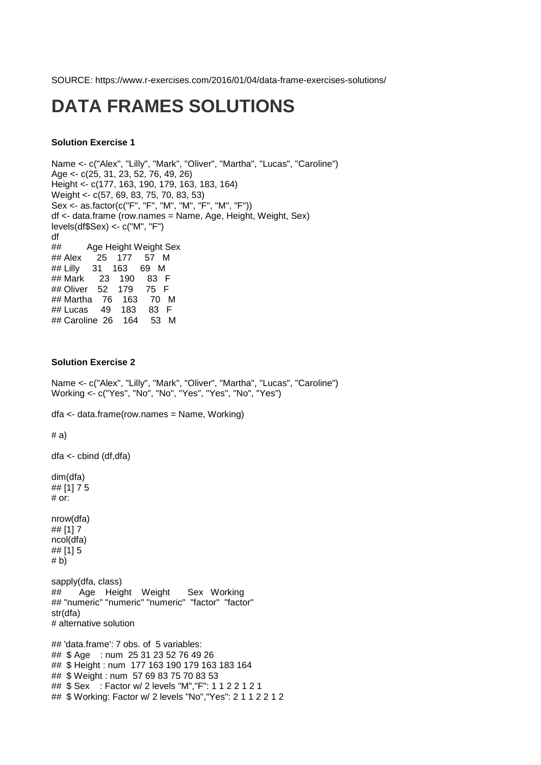SOURCE: https://www.r-exercises.com/2016/01/04/data-frame-exercises-solutions/

# DATA FRAMES SOLUTIONS

**Solution Exercise 1**

```
Name <- c("Alex", "Lilly", "Mark", "Oliver", "Martha", "Lucas", "Caroline")
Age <- c(25, 31, 23, 52, 76, 49, 26)
Height <- c(177, 163, 190, 179, 163, 183, 164)
Weight <- c(57, 69, 83, 75, 70, 83, 53)
Sex <- as.factor(c("F", "F", "M", "M", "F", "M", "F"))
df <- data.frame (row.names = Name, Age, Height, Weight, Sex)
levels(df$Sex) <- c("M", "F")
df
##          Age Height Weight Sex
## Alex      25    177     57   M
## Lilly     31    163     69   M
## Mark      23    190     83   F
## Oliver    52    179     75   F
## Martha    76    163     70   M
## Lucas     49    183     83   F
## Caroline  26    164     53   M
```

**Solution Exercise 2**

```
Name <- c("Alex", "Lilly", "Mark", "Oliver", "Martha", "Lucas", "Caroline")
Working <- c("Yes", "No", "No", "Yes", "Yes", "No", "Yes")

dfa <- data.frame(row.names = Name, Working)

# a)

dfa <- cbind (df,dfa)

dim(dfa)
## [1] 7 5
# or:

nrow(dfa)
## [1] 7
ncol(dfa)
## [1] 5
# b)

sapply(dfa, class)
##       Age    Height    Weight       Sex   Working
## "numeric" "numeric" "numeric"  "factor"  "factor"
str(dfa)
# alternative solution

## 'data.frame': 7 obs. of  5 variables:
##  $ Age    : num  25 31 23 52 76 49 26
##  $ Height : num  177 163 190 179 163 183 164
##  $ Weight : num  57 69 83 75 70 83 53
##  $ Sex    : Factor w/ 2 levels "M","F": 1 1 2 2 1 2 1
##  $ Working: Factor w/ 2 levels "No","Yes": 2 1 1 2 2 1 2
```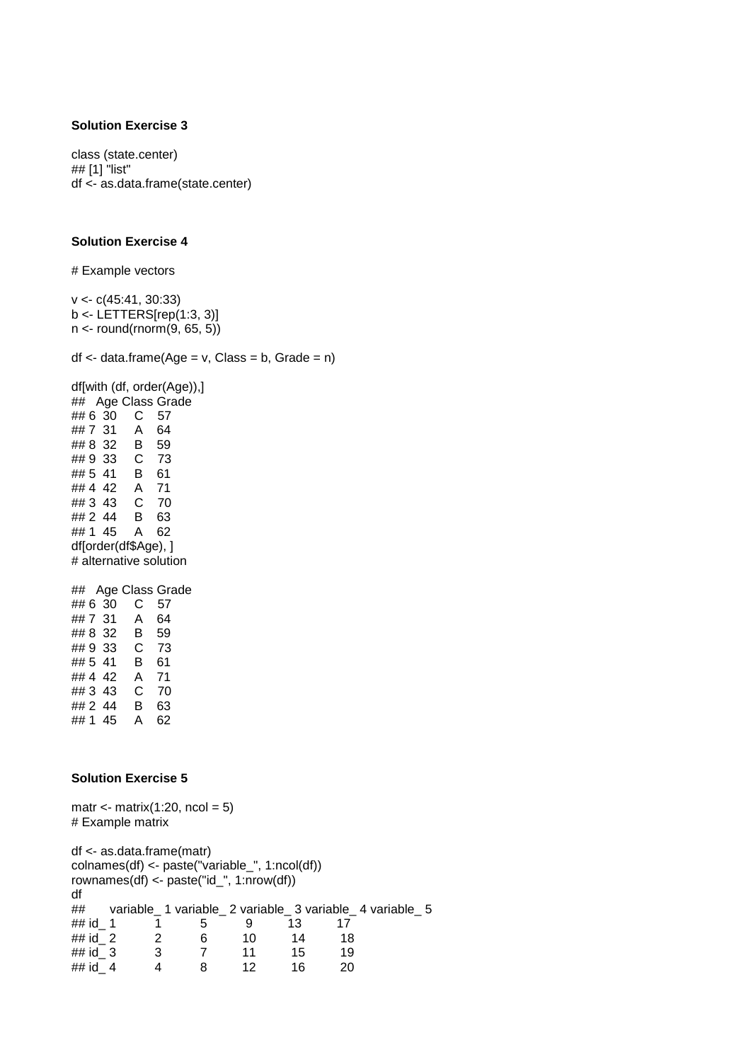**Solution Exercise 3**

```
class (state.center)
## [1] "list"
df <- as.data.frame(state.center)
```

**Solution Exercise 4**

```
# Example vectors

v <- c(45:41, 30:33)
b <- LETTERS[rep(1:3, 3)]
n <- round(rnorm(9, 65, 5))

df <- data.frame(Age = v, Class = b, Grade = n)

df[with (df, order(Age)),]
##   Age Class Grade
## 6  30     C    57
## 7  31     A    64
## 8  32     B    59
## 9  33     C    73
## 5  41     B    61
## 4  42     A    71
## 3  43     C    70
## 2  44     B    63
## 1  45     A    62
df[order(df$Age), ]
# alternative solution

##   Age Class Grade
## 6  30     C    57
## 7  31     A    64
## 8  32     B    59
## 9  33     C    73
## 5  41     B    61
## 4  42     A    71
## 3  43     C    70
## 2  44     B    63
## 1  45     A    62
```

**Solution Exercise 5**

```
matr <- matrix(1:20, ncol = 5)
# Example matrix

df <- as.data.frame(matr)
colnames(df) <- paste("variable_", 1:ncol(df))
rownames(df) <- paste("id_", 1:nrow(df))
df
##       variable_ 1 variable_ 2 variable_ 3 variable_ 4 variable_ 5
## id_ 1           1           5           9          13          17
## id_ 2           2           6          10          14          18
## id_ 3           3           7          11          15          19
## id_ 4           4           8          12          16          20
```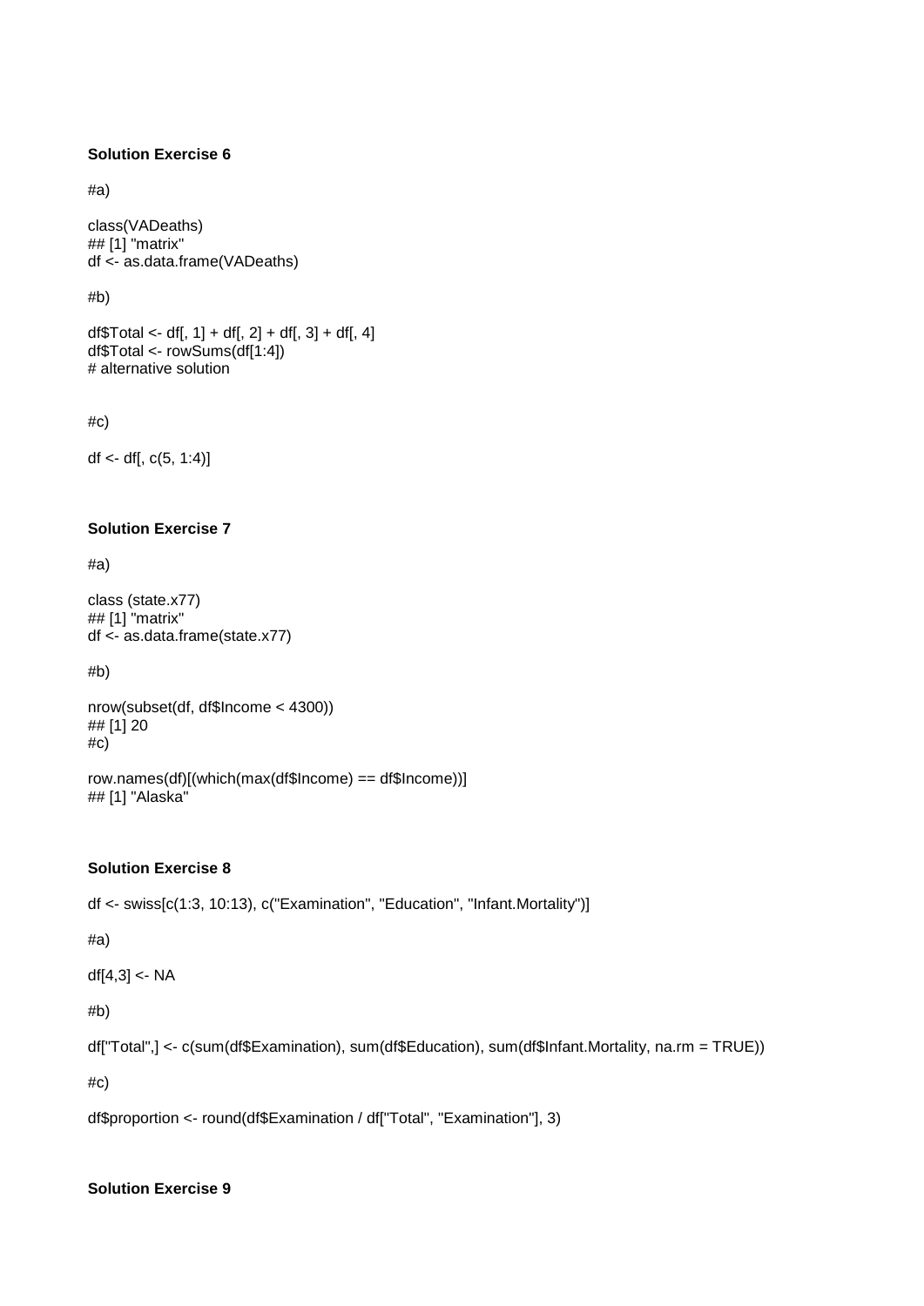**Solution Exercise 6**

```
#a)

class(VADeaths)
## [1] "matrix"
df <- as.data.frame(VADeaths)

#b)

df$Total <- df[, 1] + df[, 2] + df[, 3] + df[, 4]
df$Total <- rowSums(df[1:4])
# alternative solution

#c)

df <- df[, c(5, 1:4)]
```

**Solution Exercise 7**

```
#a)

class (state.x77)
## [1] "matrix"
df <- as.data.frame(state.x77)

#b)

nrow(subset(df, df$Income < 4300))
## [1] 20
#c)

row.names(df)[(which(max(df$Income) == df$Income))]
## [1] "Alaska"
```

**Solution Exercise 8**

```
df <- swiss[c(1:3, 10:13), c("Examination", "Education", "Infant.Mortality")]

#a)

df[4,3] <- NA

#b)

df["Total",] <- c(sum(df$Examination), sum(df$Education), sum(df$Infant.Mortality, na.rm = TRUE))

#c)

df$proportion <- round(df$Examination / df["Total", "Examination"], 3)
```

**Solution Exercise 9**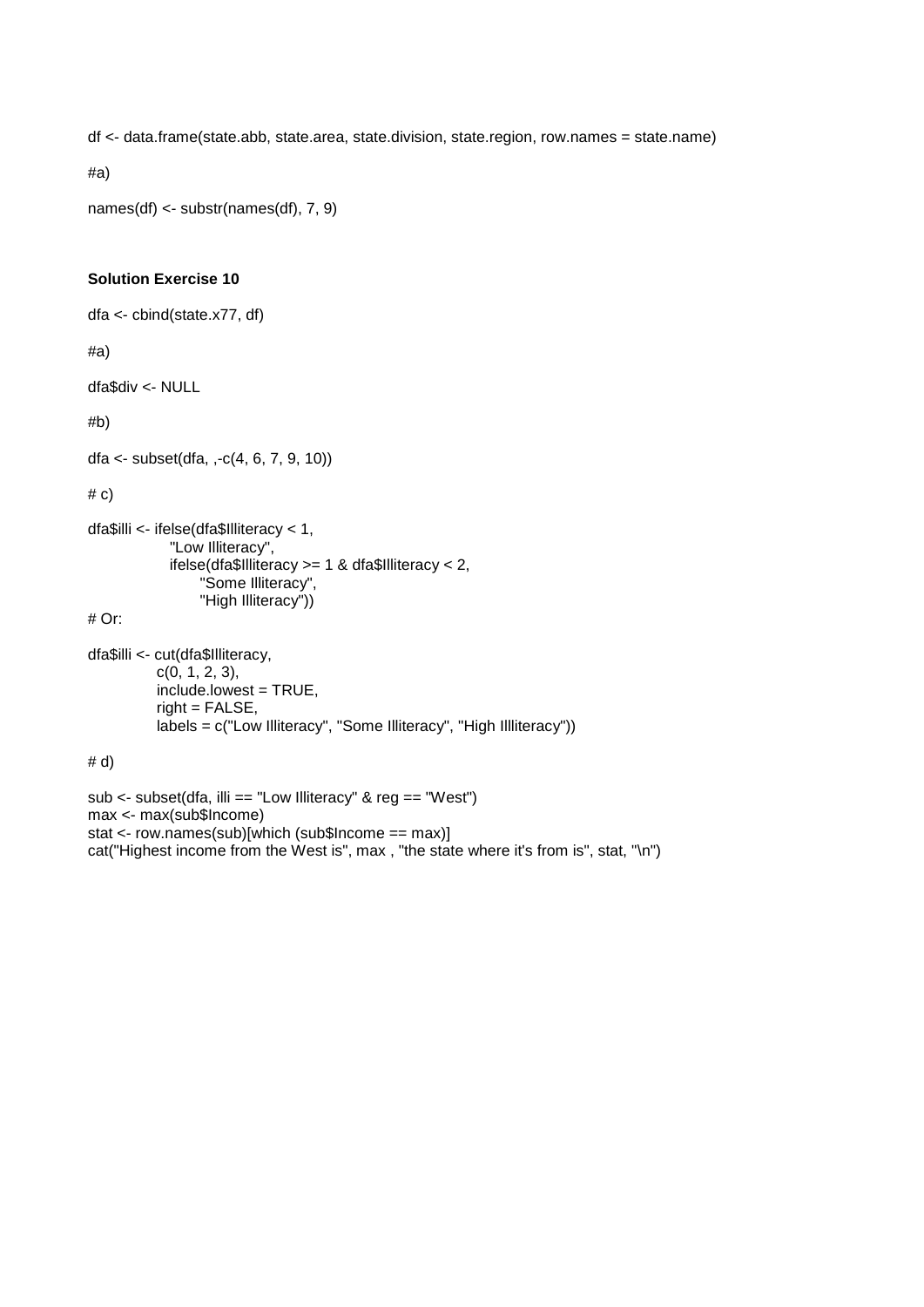```
df <- data.frame(state.abb, state.area, state.division, state.region, row.names = state.name)

#a)

names(df) <- substr(names(df), 7, 9)
```

**Solution Exercise 10**

```
dfa <- cbind(state.x77, df)

#a)

dfa$div <- NULL

#b)

dfa <- subset(dfa, ,-c(4, 6, 7, 9, 10))

# c)

dfa$illi <- ifelse(dfa$Illiteracy < 1,
                "Low Illiteracy",
                ifelse(dfa$Illiteracy >= 1 & dfa$Illiteracy < 2,
                      "Some Illiteracy",
                      "High Illiteracy"))
# Or:

dfa$illi <- cut(dfa$Illiteracy,
             c(0, 1, 2, 3),
             include.lowest = TRUE,
             right = FALSE,
             labels = c("Low Illiteracy", "Some Illiteracy", "High Illliteracy"))

# d)

sub <- subset(dfa, illi == "Low Illiteracy" & reg == "West")
max <- max(sub$Income)
stat <- row.names(sub)[which (sub$Income == max)]
cat("Highest income from the West is", max , "the state where it's from is", stat, "\n")
```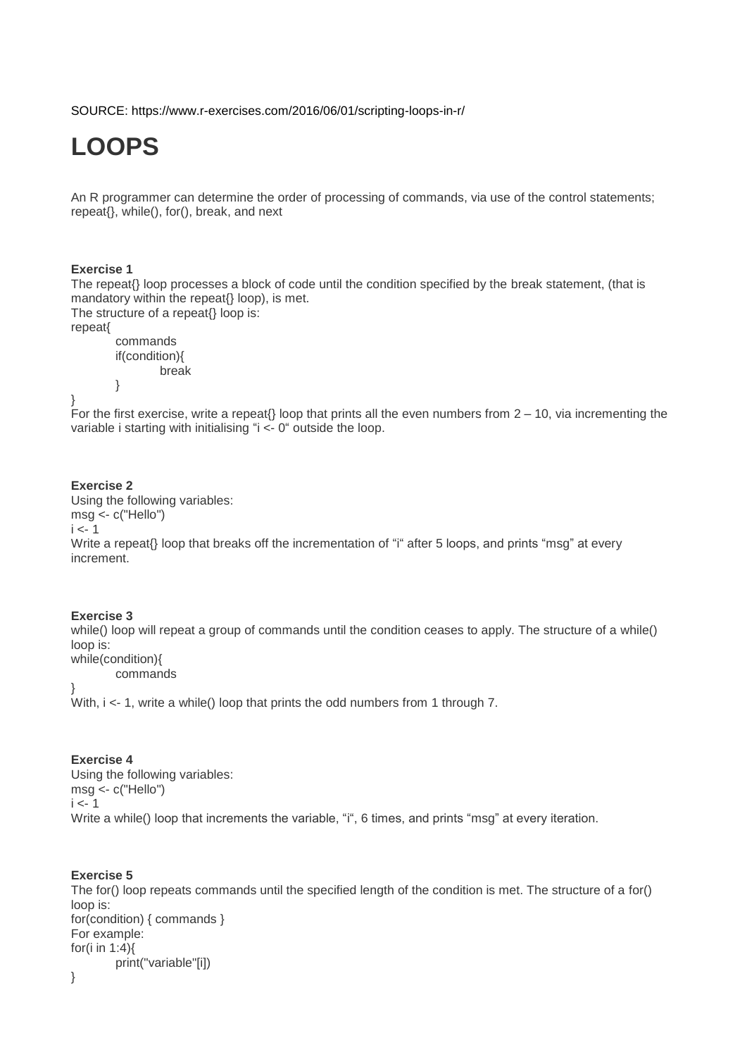SOURCE: https://www.r-exercises.com/2016/06/01/scripting-loops-in-r/

# LOOPS

An R programmer can determine the order of processing of commands, via use of the control statements; repeat{}, while(), for(), break, and next

**Exercise 1**

The repeat{} loop processes a block of code until the condition specified by the break statement, (that is mandatory within the repeat{} loop), is met.

The structure of a repeat{} loop is:

```
repeat{
        commands
        if(condition){
                break
        }
}
```

For the first exercise, write a repeat{} loop that prints all the even numbers from 2 – 10, via incrementing the variable i starting with initialising “i <- 0“ outside the loop.

**Exercise 2**

Using the following variables:

```
msg <- c("Hello")
i <- 1
```

Write a repeat{} loop that breaks off the incrementation of “i“ after 5 loops, and prints “msg” at every increment.

**Exercise 3**

while() loop will repeat a group of commands until the condition ceases to apply. The structure of a while() loop is:

```
while(condition){
        commands
}
```

With, i <- 1, write a while() loop that prints the odd numbers from 1 through 7.

**Exercise 4**

Using the following variables:

```
msg <- c("Hello")
i <- 1
```

Write a while() loop that increments the variable, “i“, 6 times, and prints “msg” at every iteration.

**Exercise 5**

The for() loop repeats commands until the specified length of the condition is met. The structure of a for() loop is:

for(condition) { commands }

For example:

```
for(i in 1:4){
        print("variable"[i])
}
```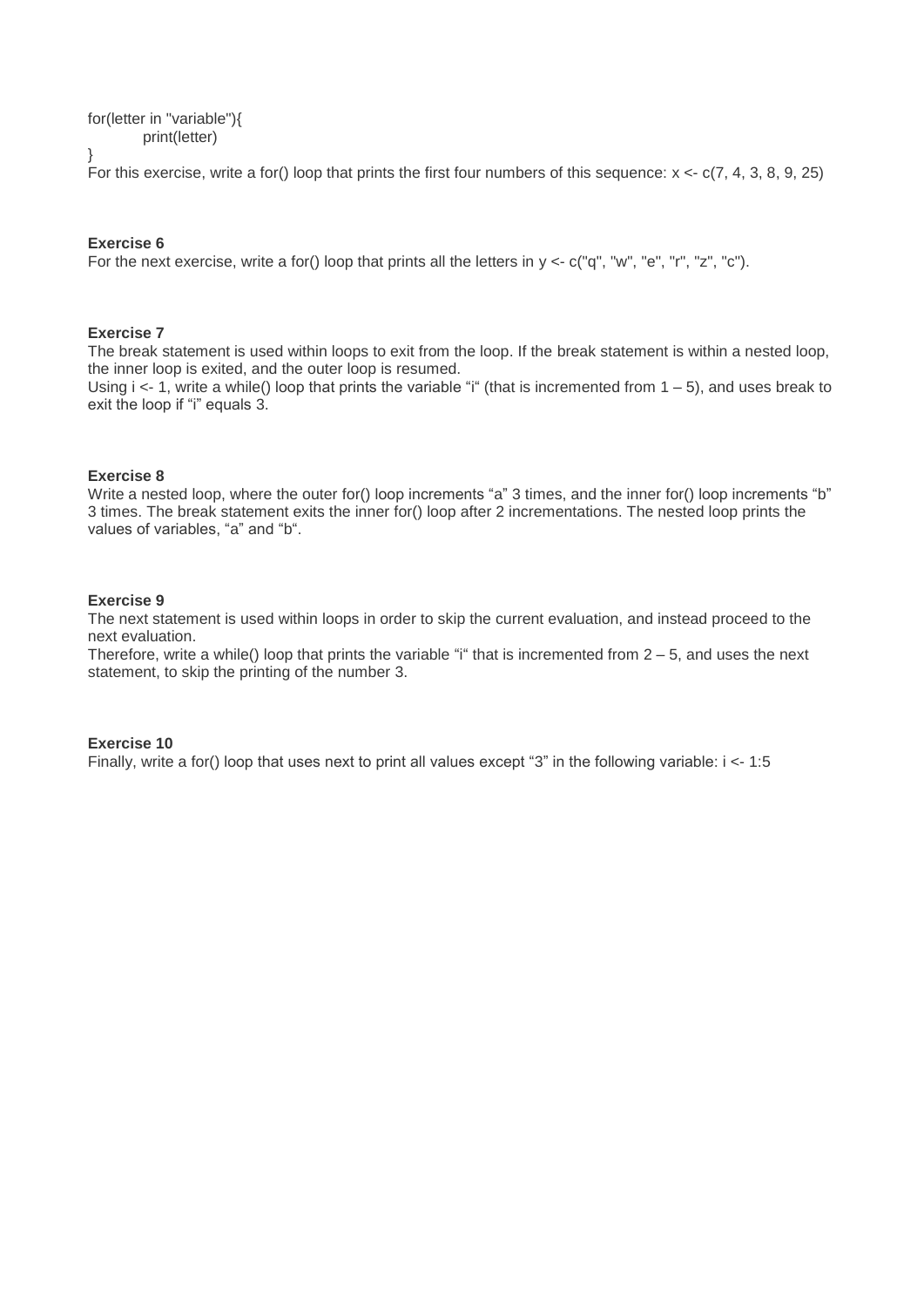```
for(letter in "variable"){
        print(letter)
}
```

For this exercise, write a for() loop that prints the first four numbers of this sequence: x <- c(7, 4, 3, 8, 9, 25)

**Exercise 6**

For the next exercise, write a for() loop that prints all the letters in y <- c("q", "w", "e", "r", "z", "c").

**Exercise 7**

The break statement is used within loops to exit from the loop. If the break statement is within a nested loop, the inner loop is exited, and the outer loop is resumed.

Using i <- 1, write a while() loop that prints the variable "i" (that is incremented from 1 – 5), and uses break to exit the loop if "i" equals 3.

**Exercise 8**

Write a nested loop, where the outer for() loop increments "a" 3 times, and the inner for() loop increments "b" 3 times. The break statement exits the inner for() loop after 2 incrementations. The nested loop prints the values of variables, "a" and "b".

**Exercise 9**

The next statement is used within loops in order to skip the current evaluation, and instead proceed to the next evaluation.

Therefore, write a while() loop that prints the variable "i" that is incremented from 2 – 5, and uses the next statement, to skip the printing of the number 3.

**Exercise 10**

Finally, write a for() loop that uses next to print all values except "3" in the following variable: i <- 1:5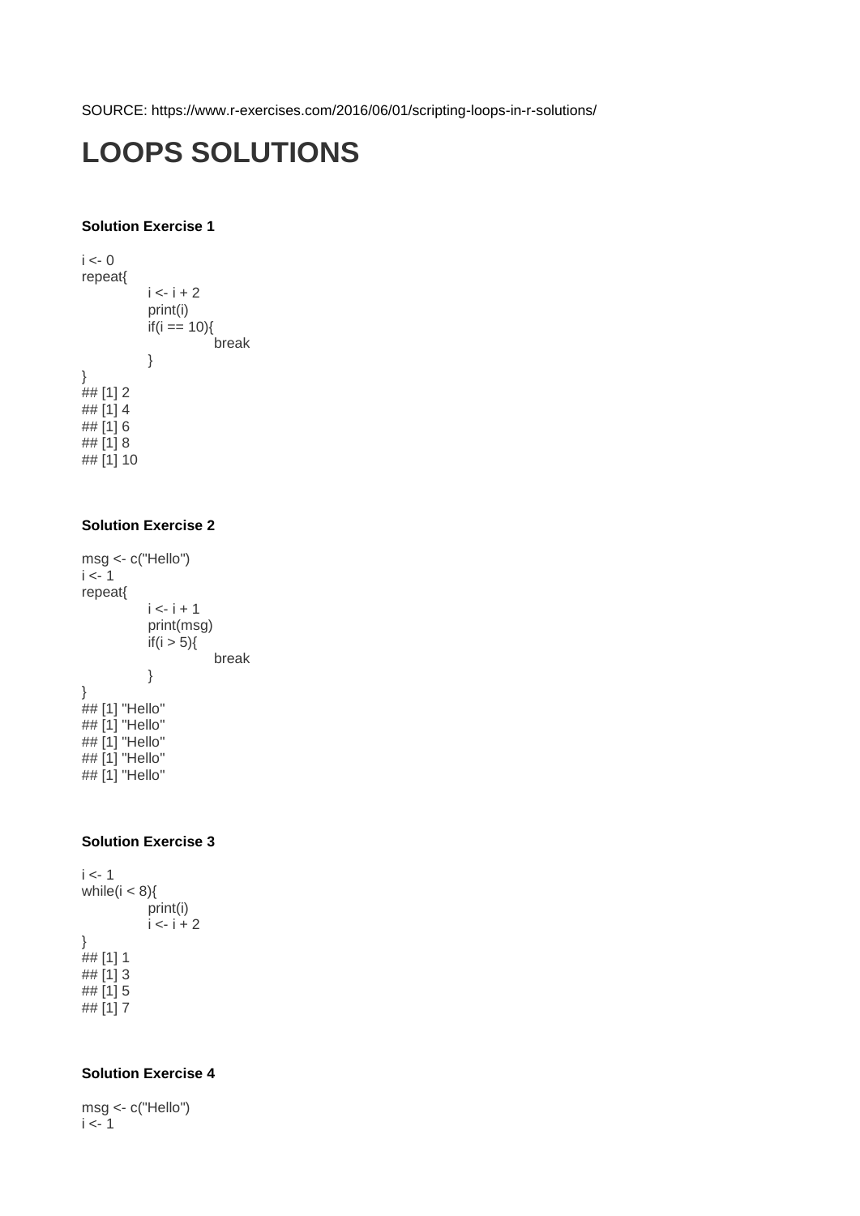SOURCE: https://www.r-exercises.com/2016/06/01/scripting-loops-in-r-solutions/

# LOOPS SOLUTIONS

### Solution Exercise 1

```
i <- 0
repeat{
        i <- i + 2
        print(i)
        if(i == 10){
                break
        }
}
## [1] 2
## [1] 4
## [1] 6
## [1] 8
## [1] 10
```

### Solution Exercise 2

```
msg <- c("Hello")
i <- 1
repeat{
        i <- i + 1
        print(msg)
        if(i > 5){
                break
        }
}
## [1] "Hello"
## [1] "Hello"
## [1] "Hello"
## [1] "Hello"
## [1] "Hello"
```

### Solution Exercise 3

```
i <- 1
while(i < 8){
        print(i)
        i <- i + 2
}
## [1] 1
## [1] 3
## [1] 5
## [1] 7
```

### Solution Exercise 4

```
msg <- c("Hello")
i <- 1
```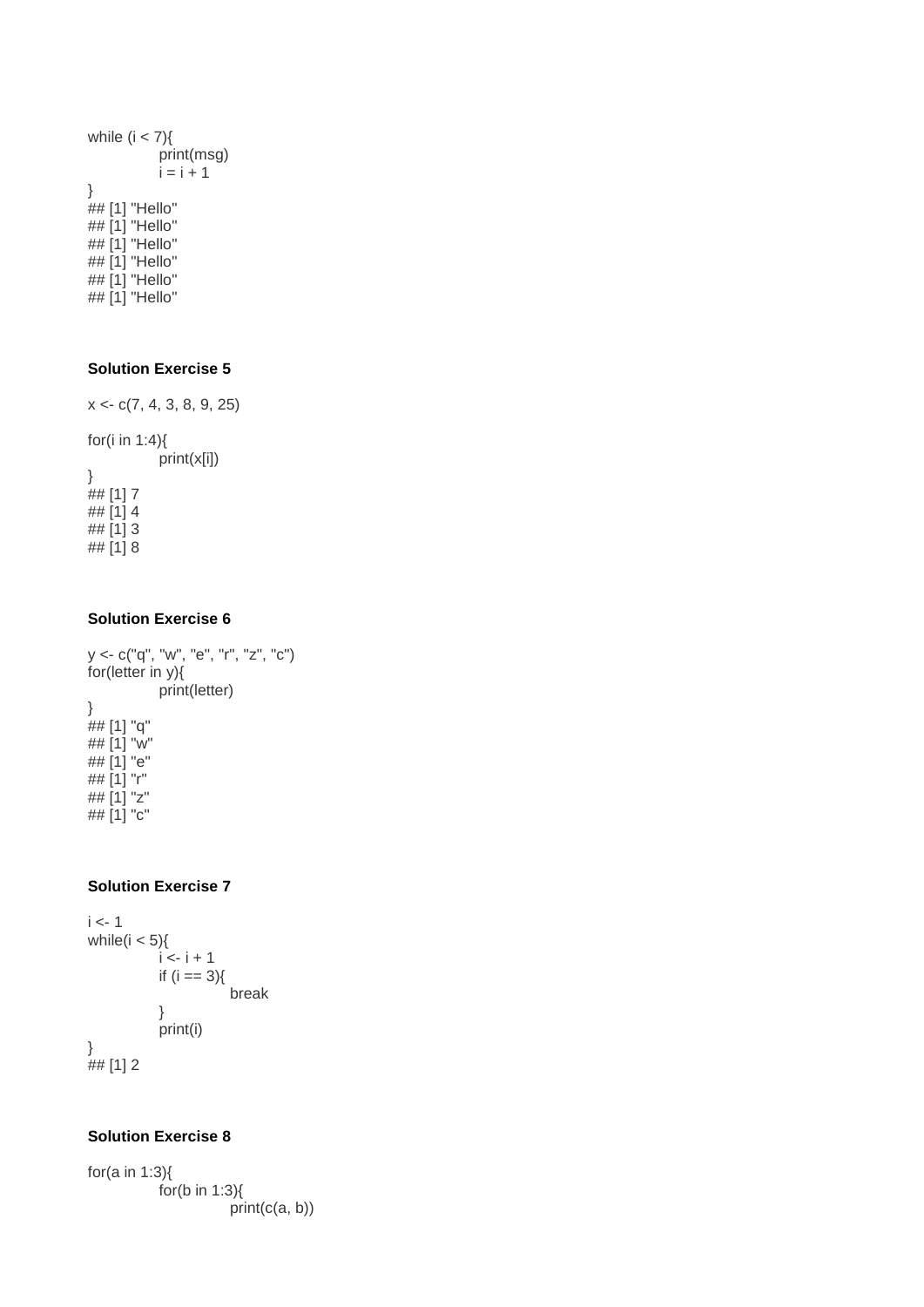```
while (i < 7){
        print(msg)
        i = i + 1
}
## [1] "Hello"
## [1] "Hello"
## [1] "Hello"
## [1] "Hello"
## [1] "Hello"
## [1] "Hello"
```

**Solution Exercise 5**

```
x <- c(7, 4, 3, 8, 9, 25)

for(i in 1:4){
        print(x[i])
}
## [1] 7
## [1] 4
## [1] 3
## [1] 8
```

**Solution Exercise 6**

```
y <- c("q", "w", "e", "r", "z", "c")
for(letter in y){
        print(letter)
}
## [1] "q"
## [1] "w"
## [1] "e"
## [1] "r"
## [1] "z"
## [1] "c"
```

**Solution Exercise 7**

```
i <- 1
while(i < 5){
        i <- i + 1
        if (i == 3){
                break
        }
        print(i)
}
## [1] 2
```

**Solution Exercise 8**

```
for(a in 1:3){
        for(b in 1:3){
                print(c(a, b))
```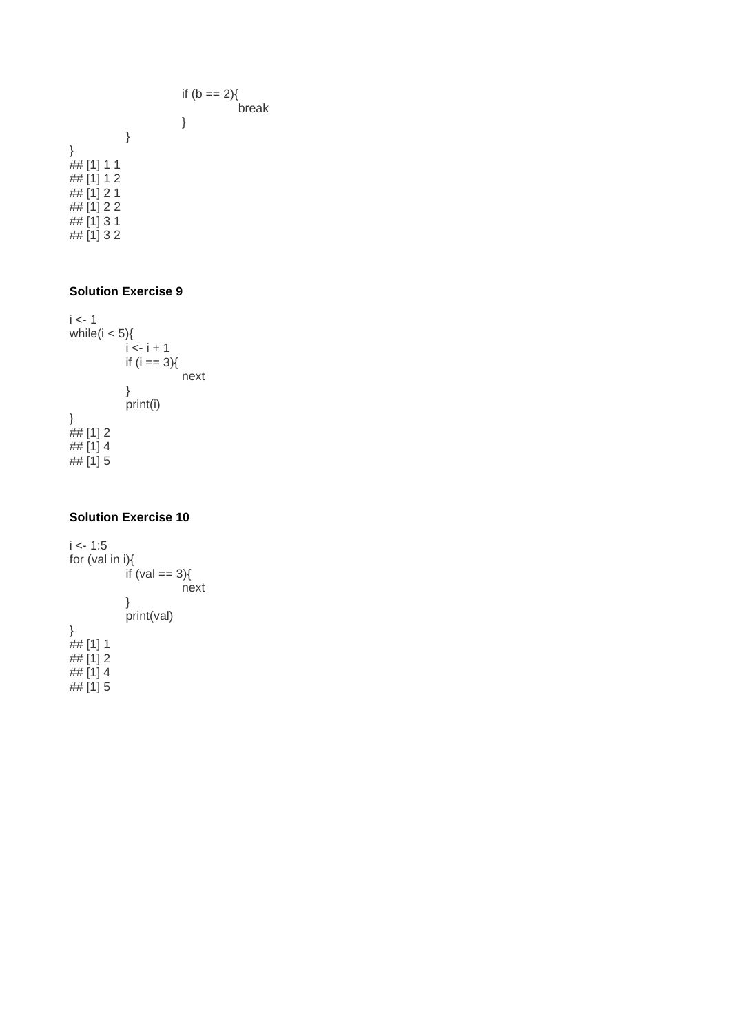```
            if (b == 2){
                break
            }
        }
}
## [1] 1 1
## [1] 1 2
## [1] 2 1
## [1] 2 2
## [1] 3 1
## [1] 3 2
```

**Solution Exercise 9**

```
i <- 1
while(i < 5){
        i <- i + 1
        if (i == 3){
                next
        }
        print(i)
}
## [1] 2
## [1] 4
## [1] 5
```

**Solution Exercise 10**

```
i <- 1:5
for (val in i){
        if (val == 3){
                next
        }
        print(val)
}
## [1] 1
## [1] 2
## [1] 4
## [1] 5
```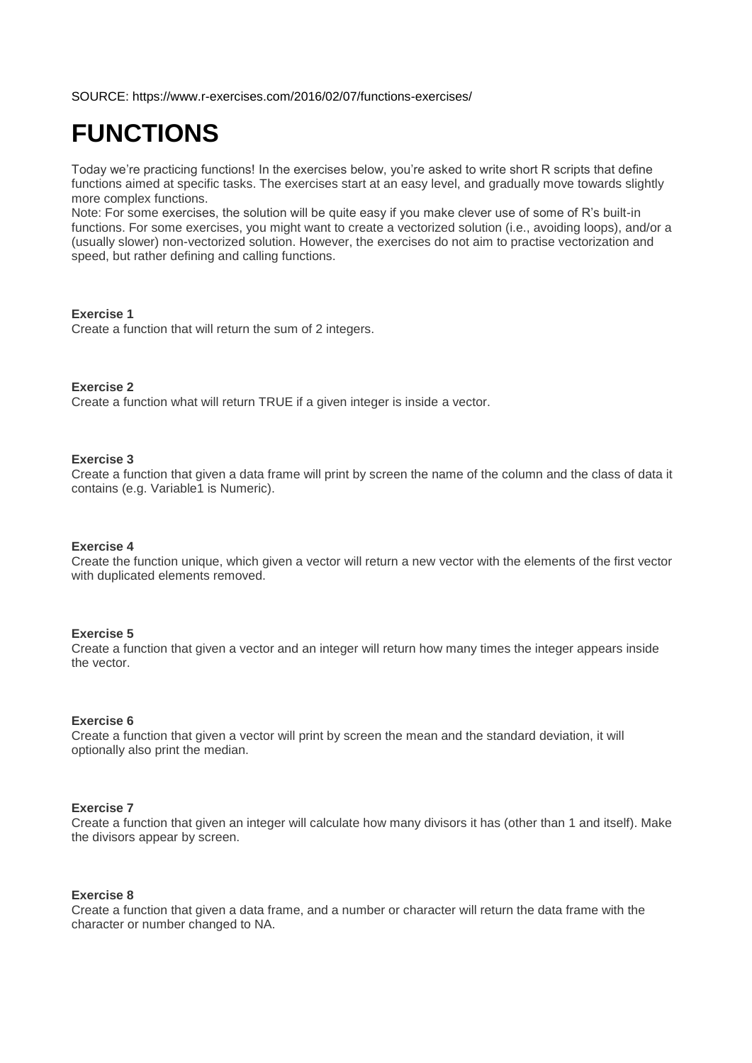SOURCE: https://www.r-exercises.com/2016/02/07/functions-exercises/

# FUNCTIONS

Today we're practicing functions! In the exercises below, you're asked to write short R scripts that define functions aimed at specific tasks. The exercises start at an easy level, and gradually move towards slightly more complex functions.
Note: For some exercises, the solution will be quite easy if you make clever use of some of R's built-in functions. For some exercises, you might want to create a vectorized solution (i.e., avoiding loops), and/or a (usually slower) non-vectorized solution. However, the exercises do not aim to practise vectorization and speed, but rather defining and calling functions.

**Exercise 1**
Create a function that will return the sum of 2 integers.

**Exercise 2**
Create a function what will return TRUE if a given integer is inside a vector.

**Exercise 3**
Create a function that given a data frame will print by screen the name of the column and the class of data it contains (e.g. Variable1 is Numeric).

**Exercise 4**
Create the function unique, which given a vector will return a new vector with the elements of the first vector with duplicated elements removed.

**Exercise 5**
Create a function that given a vector and an integer will return how many times the integer appears inside the vector.

**Exercise 6**
Create a function that given a vector will print by screen the mean and the standard deviation, it will optionally also print the median.

**Exercise 7**
Create a function that given an integer will calculate how many divisors it has (other than 1 and itself). Make the divisors appear by screen.

**Exercise 8**
Create a function that given a data frame, and a number or character will return the data frame with the character or number changed to NA.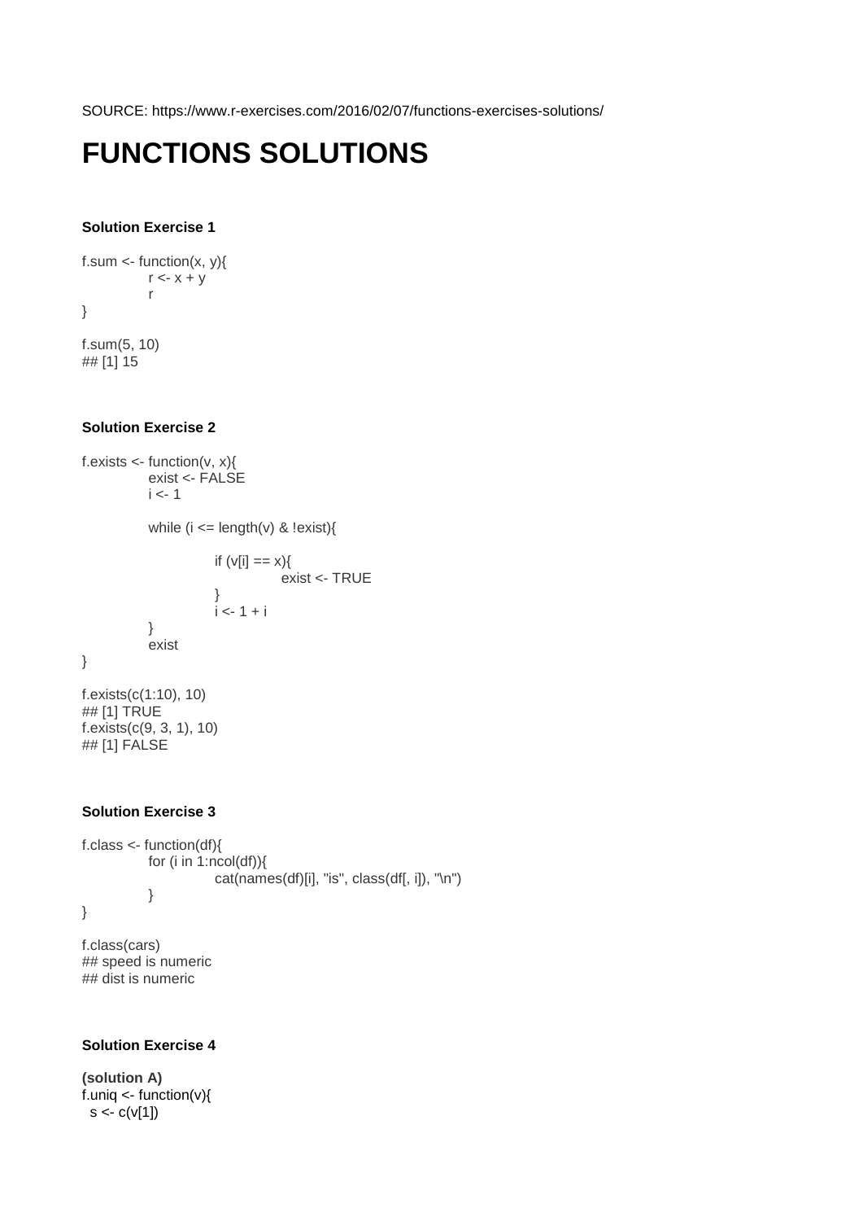SOURCE: https://www.r-exercises.com/2016/02/07/functions-exercises-solutions/

# FUNCTIONS SOLUTIONS

**Solution Exercise 1**

```
f.sum <- function(x, y){
        r <- x + y
        r
}

f.sum(5, 10)
## [1] 15
```

**Solution Exercise 2**

```
f.exists <- function(v, x){
        exist <- FALSE
        i <- 1

        while (i <= length(v) & !exist){

                if (v[i] == x){
                        exist <- TRUE
                }
                i <- 1 + i
        }
        exist
}

f.exists(c(1:10), 10)
## [1] TRUE
f.exists(c(9, 3, 1), 10)
## [1] FALSE
```

**Solution Exercise 3**

```
f.class <- function(df){
        for (i in 1:ncol(df)){
                cat(names(df)[i], "is", class(df[, i]), "\n")
        }
}

f.class(cars)
## speed is numeric
## dist is numeric
```

**Solution Exercise 4**

**(solution A)**

```
f.uniq <- function(v){
  s <- c(v[1])
```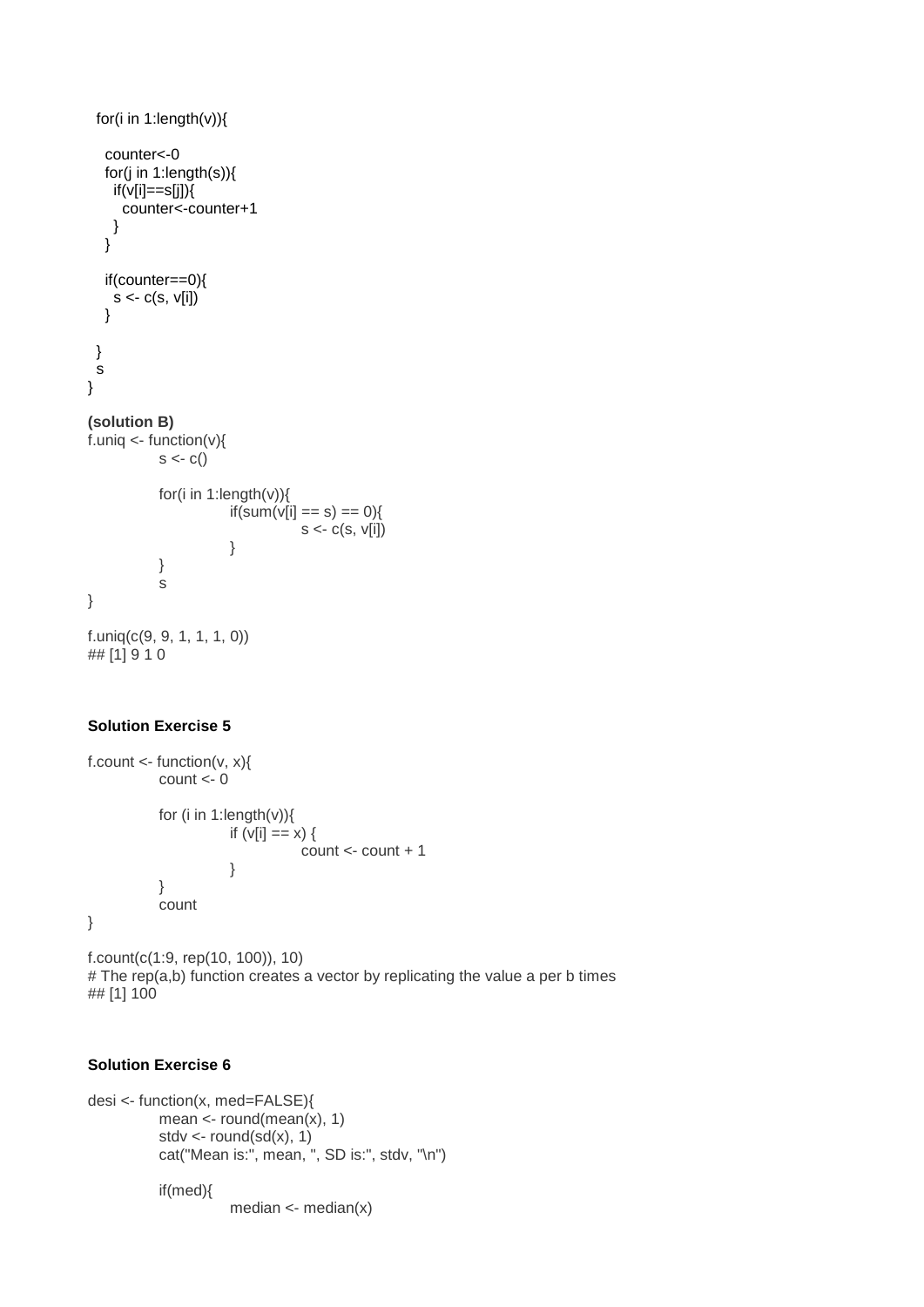```
  for(i in 1:length(v)){

    counter<-0
    for(j in 1:length(s)){
      if(v[i]==s[j]){
        counter<-counter+1
      }
    }

    if(counter==0){
      s <- c(s, v[i])
    }

  }
  s
}
```

**(solution B)**

```
f.uniq <- function(v){
        s <- c()

        for(i in 1:length(v)){
                if(sum(v[i] == s) == 0){
                        s <- c(s, v[i])
                }
        }
        s
}

f.uniq(c(9, 9, 1, 1, 1, 0))
## [1] 9 1 0
```

**Solution Exercise 5**

```
f.count <- function(v, x){
        count <- 0

        for (i in 1:length(v)){
                if (v[i] == x) {
                        count <- count + 1
                }
        }
        count
}

f.count(c(1:9, rep(10, 100)), 10)
# The rep(a,b) function creates a vector by replicating the value a per b times
## [1] 100
```

**Solution Exercise 6**

```
desi <- function(x, med=FALSE){
        mean <- round(mean(x), 1)
        stdv <- round(sd(x), 1)
        cat("Mean is:", mean, ", SD is:", stdv, "\n")

        if(med){
                median <- median(x)
```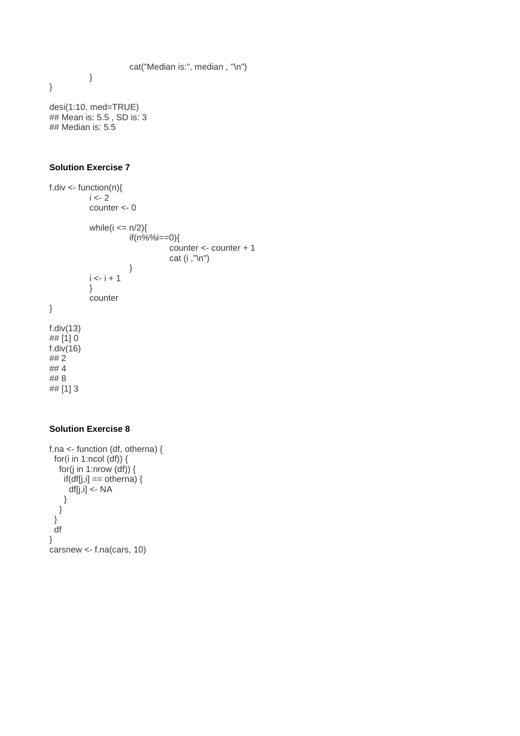```
            cat("Median is:", median , "\n")
        }
}

desi(1:10, med=TRUE)
## Mean is: 5.5 , SD is: 3
## Median is: 5.5
```

**Solution Exercise 7**

```
f.div <- function(n){
        i <- 2
        counter <- 0

        while(i <= n/2){
                if(n%%i==0){
                        counter <- counter + 1
                        cat (i ,"\n")
                }
        i <- i + 1
        }
        counter
}

f.div(13)
## [1] 0
f.div(16)
## 2
## 4
## 8
## [1] 3
```

**Solution Exercise 8**

```
f.na <- function (df, otherna) {
  for(i in 1:ncol (df)) {
    for(j in 1:nrow (df)) {
      if(df[j,i] == otherna) {
        df[j,i] <- NA
      }
    }
  }
  df
}
carsnew <- f.na(cars, 10)
```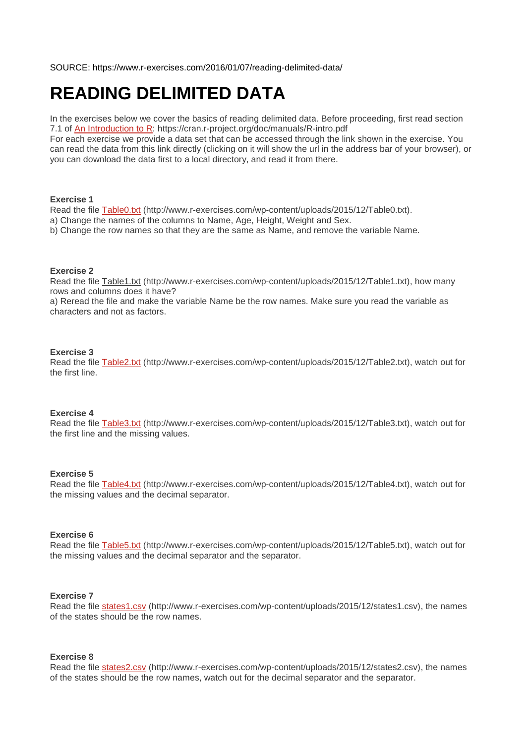SOURCE: https://www.r-exercises.com/2016/01/07/reading-delimited-data/

# READING DELIMITED DATA

In the exercises below we cover the basics of reading delimited data. Before proceeding, first read section 7.1 of An Introduction to R: https://cran.r-project.org/doc/manuals/R-intro.pdf
For each exercise we provide a data set that can be accessed through the link shown in the exercise. You can read the data from this link directly (clicking on it will show the url in the address bar of your browser), or you can download the data first to a local directory, and read it from there.

**Exercise 1**
Read the file Table0.txt (http://www.r-exercises.com/wp-content/uploads/2015/12/Table0.txt).
a) Change the names of the columns to Name, Age, Height, Weight and Sex.
b) Change the row names so that they are the same as Name, and remove the variable Name.

**Exercise 2**
Read the file Table1.txt (http://www.r-exercises.com/wp-content/uploads/2015/12/Table1.txt), how many rows and columns does it have?
a) Reread the file and make the variable Name be the row names. Make sure you read the variable as characters and not as factors.

**Exercise 3**
Read the file Table2.txt (http://www.r-exercises.com/wp-content/uploads/2015/12/Table2.txt), watch out for the first line.

**Exercise 4**
Read the file Table3.txt (http://www.r-exercises.com/wp-content/uploads/2015/12/Table3.txt), watch out for the first line and the missing values.

**Exercise 5**
Read the file Table4.txt (http://www.r-exercises.com/wp-content/uploads/2015/12/Table4.txt), watch out for the missing values and the decimal separator.

**Exercise 6**
Read the file Table5.txt (http://www.r-exercises.com/wp-content/uploads/2015/12/Table5.txt), watch out for the missing values and the decimal separator and the separator.

**Exercise 7**
Read the file states1.csv (http://www.r-exercises.com/wp-content/uploads/2015/12/states1.csv), the names of the states should be the row names.

**Exercise 8**
Read the file states2.csv (http://www.r-exercises.com/wp-content/uploads/2015/12/states2.csv), the names of the states should be the row names, watch out for the decimal separator and the separator.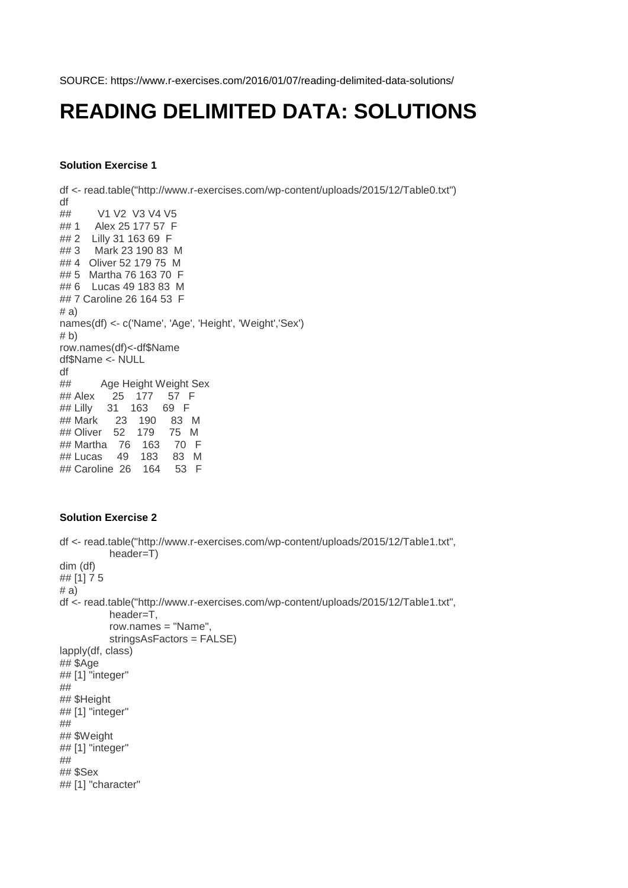SOURCE: https://www.r-exercises.com/2016/01/07/reading-delimited-data-solutions/

# READING DELIMITED DATA: SOLUTIONS

**Solution Exercise 1**

```
df <- read.table("http://www.r-exercises.com/wp-content/uploads/2015/12/Table0.txt")
df
##        V1 V2  V3 V4 V5
## 1     Alex 25 177 57  F
## 2    Lilly 31 163 69  F
## 3     Mark 23 190 83  M
## 4   Oliver 52 179 75  M
## 5   Martha 76 163 70  F
## 6    Lucas 49 183 83  M
## 7 Caroline 26 164 53  F
# a)
names(df) <- c('Name', 'Age', 'Height', 'Weight','Sex')
# b)
row.names(df)<-df$Name
df$Name <- NULL
df
##          Age Height Weight Sex
## Alex      25    177     57   F
## Lilly     31    163     69   F
## Mark      23    190     83   M
## Oliver    52    179     75   M
## Martha    76    163     70   F
## Lucas     49    183     83   M
## Caroline  26    164     53   F
```

**Solution Exercise 2**

```
df <- read.table("http://www.r-exercises.com/wp-content/uploads/2015/12/Table1.txt",
             header=T)
dim (df)
## [1] 7 5
# a)
df <- read.table("http://www.r-exercises.com/wp-content/uploads/2015/12/Table1.txt",
             header=T,
             row.names = "Name",
             stringsAsFactors = FALSE)
lapply(df, class)
## $Age
## [1] "integer"
##
## $Height
## [1] "integer"
##
## $Weight
## [1] "integer"
##
## $Sex
## [1] "character"
```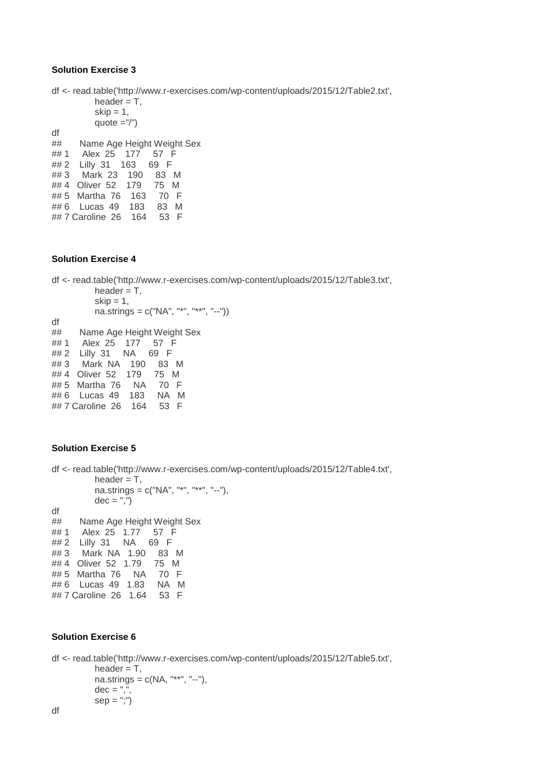**Solution Exercise 3**

```
df <- read.table('http://www.r-exercises.com/wp-content/uploads/2015/12/Table2.txt',
            header = T,
            skip = 1,
            quote ="/")
df
##      Name Age Height Weight Sex
## 1     Alex  25    177     57   F
## 2    Lilly  31    163     69   F
## 3     Mark  23    190     83   M
## 4   Oliver  52    179     75   M
## 5   Martha  76    163     70   F
## 6    Lucas  49    183     83   M
## 7 Caroline  26    164     53   F
```

**Solution Exercise 4**

```
df <- read.table('http://www.r-exercises.com/wp-content/uploads/2015/12/Table3.txt',
            header = T,
            skip = 1,
            na.strings = c("NA", "*", "**", "--"))
df
##      Name Age Height Weight Sex
## 1     Alex  25    177     57   F
## 2    Lilly  31     NA     69   F
## 3     Mark  NA    190     83   M
## 4   Oliver  52    179     75   M
## 5   Martha  76     NA     70   F
## 6    Lucas  49    183     NA   M
## 7 Caroline  26    164     53   F
```

**Solution Exercise 5**

```
df <- read.table('http://www.r-exercises.com/wp-content/uploads/2015/12/Table4.txt',
            header = T,
            na.strings = c("NA", "*", "**", "--"),
            dec = ",")
df
##      Name Age Height Weight Sex
## 1     Alex  25   1.77     57   F
## 2    Lilly  31     NA     69   F
## 3     Mark  NA   1.90     83   M
## 4   Oliver  52   1.79     75   M
## 5   Martha  76     NA     70   F
## 6    Lucas  49   1.83     NA   M
## 7 Caroline  26   1.64     53   F
```

**Solution Exercise 6**

```
df <- read.table('http://www.r-exercises.com/wp-content/uploads/2015/12/Table5.txt',
            header = T,
            na.strings = c(NA, "**", "--"),
            dec = ",",
            sep = ";")
df
```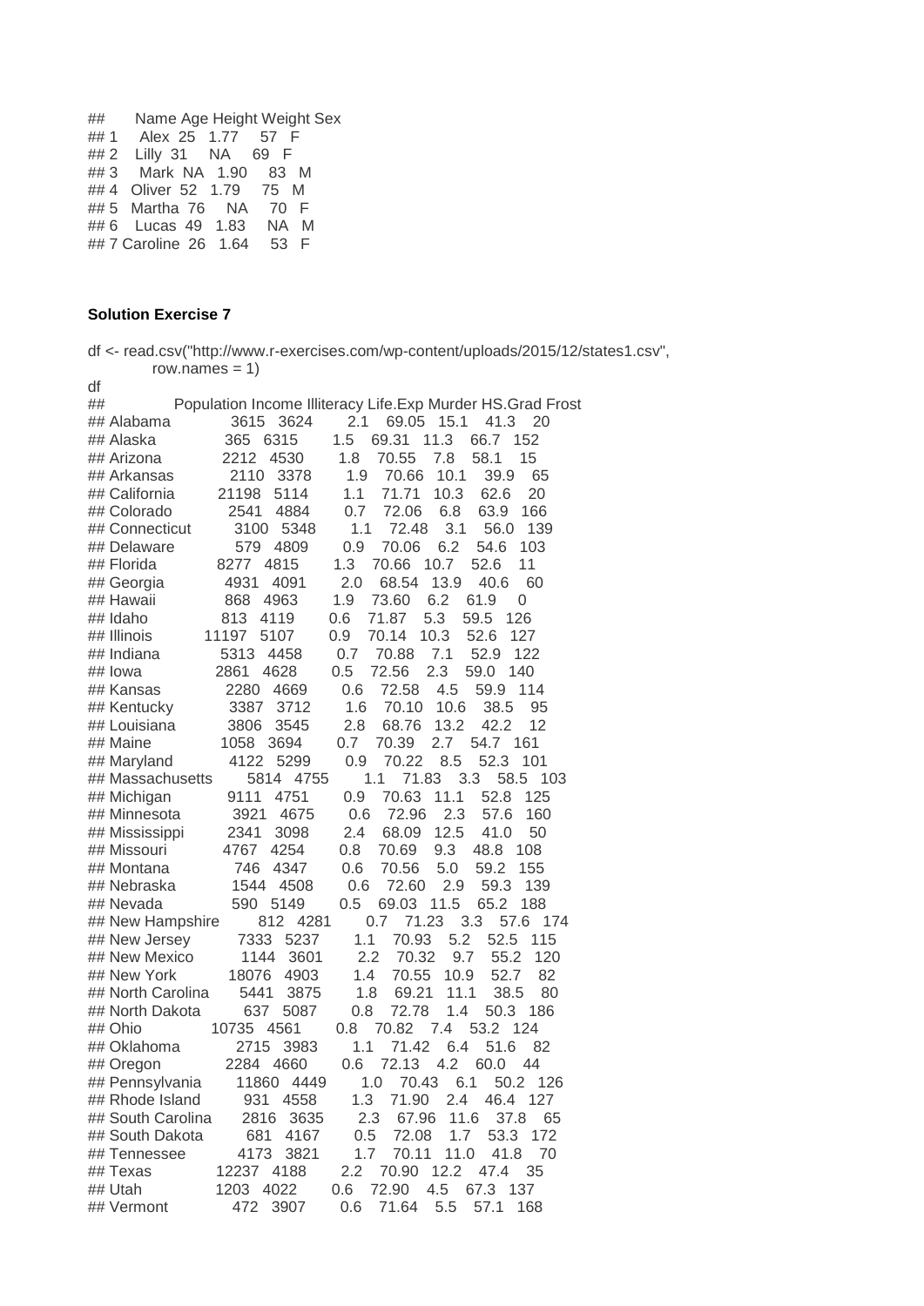```
##       Name Age Height Weight Sex
## 1     Alex  25   1.77     57   F
## 2    Lilly  31     NA     69   F
## 3     Mark  NA   1.90     83   M
## 4   Oliver  52   1.79     75   M
## 5   Martha  76     NA     70   F
## 6    Lucas  49   1.83     NA   M
## 7 Caroline  26   1.64     53   F
```

**Solution Exercise 7**

```
df <- read.csv("http://www.r-exercises.com/wp-content/uploads/2015/12/states1.csv",
          row.names = 1)
df
##                Population Income Illiteracy Life.Exp Murder HS.Grad Frost
## Alabama              3615   3624        2.1    69.05   15.1    41.3    20
## Alaska                365   6315        1.5    69.31   11.3    66.7   152
## Arizona              2212   4530        1.8    70.55    7.8    58.1    15
## Arkansas             2110   3378        1.9    70.66   10.1    39.9    65
## California          21198   5114        1.1    71.71   10.3    62.6    20
## Colorado             2541   4884        0.7    72.06    6.8    63.9   166
## Connecticut          3100   5348        1.1    72.48    3.1    56.0   139
## Delaware              579   4809        0.9    70.06    6.2    54.6   103
## Florida              8277   4815        1.3    70.66   10.7    52.6    11
## Georgia              4931   4091        2.0    68.54   13.9    40.6    60
## Hawaii                868   4963        1.9    73.60    6.2    61.9     0
## Idaho                 813   4119        0.6    71.87    5.3    59.5   126
## Illinois            11197   5107        0.9    70.14   10.3    52.6   127
## Indiana              5313   4458        0.7    70.88    7.1    52.9   122
## Iowa                 2861   4628        0.5    72.56    2.3    59.0   140
## Kansas               2280   4669        0.6    72.58    4.5    59.9   114
## Kentucky             3387   3712        1.6    70.10   10.6    38.5    95
## Louisiana            3806   3545        2.8    68.76   13.2    42.2    12
## Maine                1058   3694        0.7    70.39    2.7    54.7   161
## Maryland             4122   5299        0.9    70.22    8.5    52.3   101
## Massachusetts        5814   4755        1.1    71.83    3.3    58.5   103
## Michigan             9111   4751        0.9    70.63   11.1    52.8   125
## Minnesota            3921   4675        0.6    72.96    2.3    57.6   160
## Mississippi          2341   3098        2.4    68.09   12.5    41.0    50
## Missouri             4767   4254        0.8    70.69    9.3    48.8   108
## Montana               746   4347        0.6    70.56    5.0    59.2   155
## Nebraska             1544   4508        0.6    72.60    2.9    59.3   139
## Nevada                590   5149        0.5    69.03   11.5    65.2   188
## New Hampshire         812   4281        0.7    71.23    3.3    57.6   174
## New Jersey           7333   5237        1.1    70.93    5.2    52.5   115
## New Mexico           1144   3601        2.2    70.32    9.7    55.2   120
## New York            18076   4903        1.4    70.55   10.9    52.7    82
## North Carolina       5441   3875        1.8    69.21   11.1    38.5    80
## North Dakota          637   5087        0.8    72.78    1.4    50.3   186
## Ohio                10735   4561        0.8    70.82    7.4    53.2   124
## Oklahoma             2715   3983        1.1    71.42    6.4    51.6    82
## Oregon               2284   4660        0.6    72.13    4.2    60.0    44
## Pennsylvania        11860   4449        1.0    70.43    6.1    50.2   126
## Rhode Island          931   4558        1.3    71.90    2.4    46.4   127
## South Carolina       2816   3635        2.3    67.96   11.6    37.8    65
## South Dakota          681   4167        0.5    72.08    1.7    53.3   172
## Tennessee            4173   3821        1.7    70.11   11.0    41.8    70
## Texas               12237   4188        2.2    70.90   12.2    47.4    35
## Utah                 1203   4022        0.6    72.90    4.5    67.3   137
## Vermont               472   3907        0.6    71.64    5.5    57.1   168
```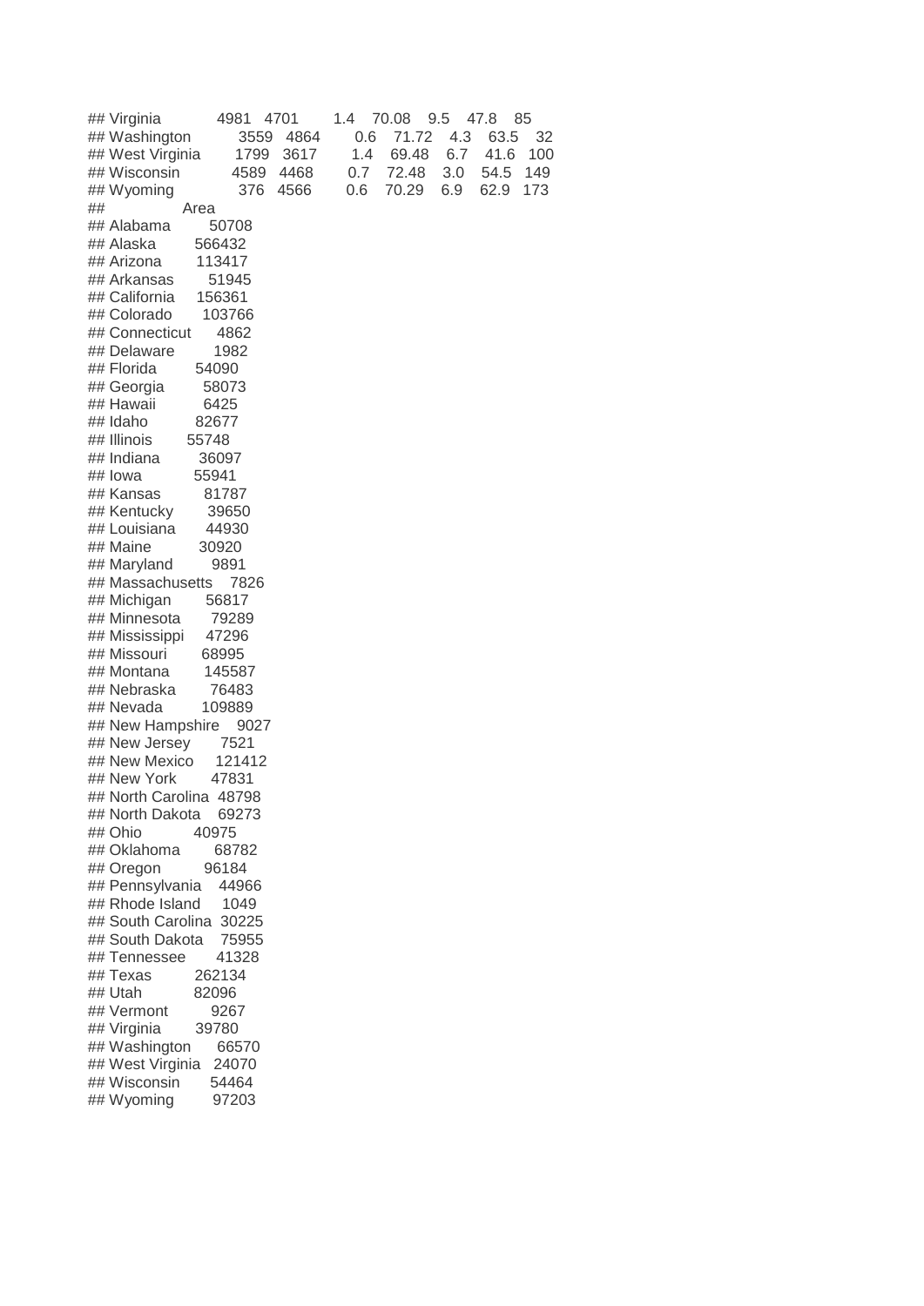```
## Virginia         4981  4701    1.4  70.08  9.5  47.8   85
## Washington       3559  4864    0.6  71.72  4.3  63.5   32
## West Virginia    1799  3617    1.4  69.48  6.7  41.6  100
## Wisconsin        4589  4468    0.7  72.48  3.0  54.5  149
## Wyoming           376  4566    0.6  70.29  6.9  62.9  173
##                  Area
## Alabama         50708
## Alaska         566432
## Arizona        113417
## Arkansas        51945
## California     156361
## Colorado       103766
## Connecticut      4862
## Delaware         1982
## Florida         54090
## Georgia         58073
## Hawaii           6425
## Idaho           82677
## Illinois        55748
## Indiana         36097
## Iowa            55941
## Kansas          81787
## Kentucky        39650
## Louisiana       44930
## Maine           30920
## Maryland         9891
## Massachusetts    7826
## Michigan        56817
## Minnesota       79289
## Mississippi     47296
## Missouri        68995
## Montana        145587
## Nebraska        76483
## Nevada         109889
## New Hampshire    9027
## New Jersey       7521
## New Mexico     121412
## New York        47831
## North Carolina  48798
## North Dakota    69273
## Ohio            40975
## Oklahoma        68782
## Oregon          96184
## Pennsylvania    44966
## Rhode Island     1049
## South Carolina  30225
## South Dakota    75955
## Tennessee       41328
## Texas          262134
## Utah            82096
## Vermont          9267
## Virginia        39780
## Washington      66570
## West Virginia   24070
## Wisconsin       54464
## Wyoming         97203
```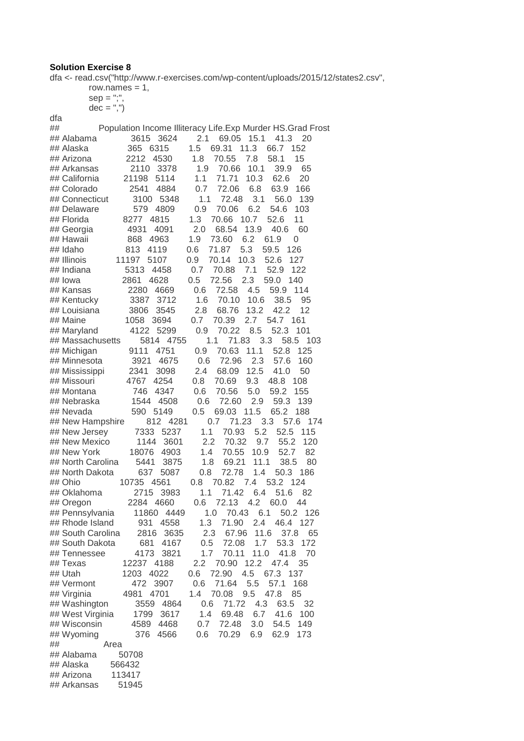**Solution Exercise 8**

```
dfa <- read.csv("http://www.r-exercises.com/wp-content/uploads/2015/12/states2.csv",
           row.names = 1,
           sep = ";",
           dec = ",")
dfa
##                Population Income Illiteracy Life.Exp Murder HS.Grad Frost
## Alabama              3615   3624        2.1    69.05   15.1    41.3    20
## Alaska                365   6315        1.5    69.31   11.3    66.7   152
## Arizona              2212   4530        1.8    70.55    7.8    58.1    15
## Arkansas             2110   3378        1.9    70.66   10.1    39.9    65
## California          21198   5114        1.1    71.71   10.3    62.6    20
## Colorado             2541   4884        0.7    72.06    6.8    63.9   166
## Connecticut          3100   5348        1.1    72.48    3.1    56.0   139
## Delaware              579   4809        0.9    70.06    6.2    54.6   103
## Florida              8277   4815        1.3    70.66   10.7    52.6    11
## Georgia              4931   4091        2.0    68.54   13.9    40.6    60
## Hawaii                868   4963        1.9    73.60    6.2    61.9     0
## Idaho                 813   4119        0.6    71.87    5.3    59.5   126
## Illinois            11197   5107        0.9    70.14   10.3    52.6   127
## Indiana              5313   4458        0.7    70.88    7.1    52.9   122
## Iowa                 2861   4628        0.5    72.56    2.3    59.0   140
## Kansas               2280   4669        0.6    72.58    4.5    59.9   114
## Kentucky             3387   3712        1.6    70.10   10.6    38.5    95
## Louisiana            3806   3545        2.8    68.76   13.2    42.2    12
## Maine                1058   3694        0.7    70.39    2.7    54.7   161
## Maryland             4122   5299        0.9    70.22    8.5    52.3   101
## Massachusetts        5814   4755        1.1    71.83    3.3    58.5   103
## Michigan             9111   4751        0.9    70.63   11.1    52.8   125
## Minnesota            3921   4675        0.6    72.96    2.3    57.6   160
## Mississippi          2341   3098        2.4    68.09   12.5    41.0    50
## Missouri             4767   4254        0.8    70.69    9.3    48.8   108
## Montana               746   4347        0.6    70.56    5.0    59.2   155
## Nebraska             1544   4508        0.6    72.60    2.9    59.3   139
## Nevada                590   5149        0.5    69.03   11.5    65.2   188
## New Hampshire         812   4281        0.7    71.23    3.3    57.6   174
## New Jersey           7333   5237        1.1    70.93    5.2    52.5   115
## New Mexico           1144   3601        2.2    70.32    9.7    55.2   120
## New York            18076   4903        1.4    70.55   10.9    52.7    82
## North Carolina       5441   3875        1.8    69.21   11.1    38.5    80
## North Dakota          637   5087        0.8    72.78    1.4    50.3   186
## Ohio                10735   4561        0.8    70.82    7.4    53.2   124
## Oklahoma             2715   3983        1.1    71.42    6.4    51.6    82
## Oregon               2284   4660        0.6    72.13    4.2    60.0    44
## Pennsylvania        11860   4449        1.0    70.43    6.1    50.2   126
## Rhode Island          931   4558        1.3    71.90    2.4    46.4   127
## South Carolina       2816   3635        2.3    67.96   11.6    37.8    65
## South Dakota          681   4167        0.5    72.08    1.7    53.3   172
## Tennessee            4173   3821        1.7    70.11   11.0    41.8    70
## Texas               12237   4188        2.2    70.90   12.2    47.4    35
## Utah                 1203   4022        0.6    72.90    4.5    67.3   137
## Vermont               472   3907        0.6    71.64    5.5    57.1   168
## Virginia             4981   4701        1.4    70.08    9.5    47.8    85
## Washington           3559   4864        0.6    71.72    4.3    63.5    32
## West Virginia        1799   3617        1.4    69.48    6.7    41.6   100
## Wisconsin            4589   4468        0.7    72.48    3.0    54.5   149
## Wyoming               376   4566        0.6    70.29    6.9    62.9   173
##                  Area
## Alabama         50708
## Alaska         566432
## Arizona        113417
## Arkansas        51945
```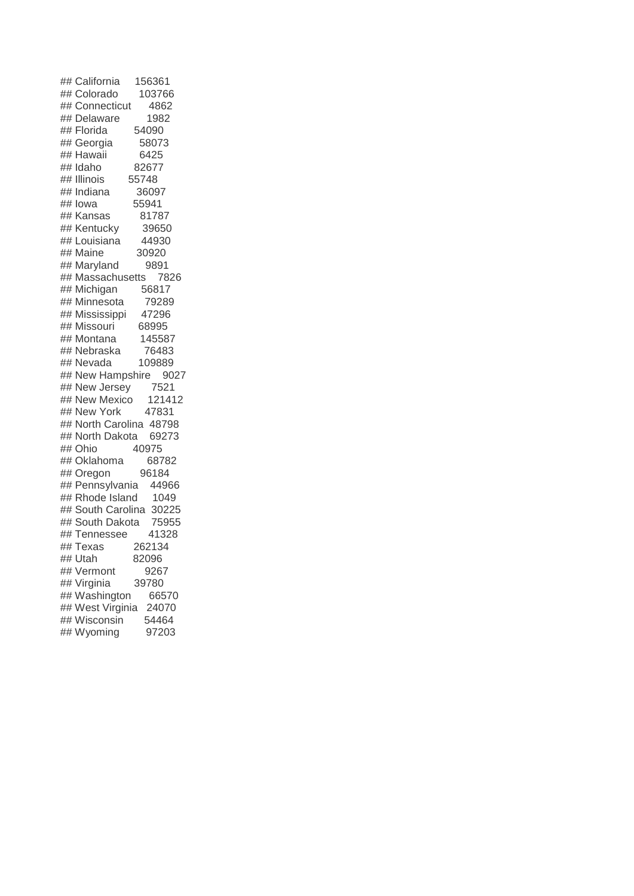```
## California     156361
## Colorado       103766
## Connecticut      4862
## Delaware         1982
## Florida         54090
## Georgia         58073
## Hawaii           6425
## Idaho           82677
## Illinois        55748
## Indiana         36097
## Iowa            55941
## Kansas          81787
## Kentucky        39650
## Louisiana       44930
## Maine           30920
## Maryland         9891
## Massachusetts    7826
## Michigan        56817
## Minnesota       79289
## Mississippi     47296
## Missouri        68995
## Montana        145587
## Nebraska        76483
## Nevada         109889
## New Hampshire    9027
## New Jersey       7521
## New Mexico     121412
## New York        47831
## North Carolina  48798
## North Dakota    69273
## Ohio            40975
## Oklahoma        68782
## Oregon          96184
## Pennsylvania    44966
## Rhode Island     1049
## South Carolina  30225
## South Dakota    75955
## Tennessee       41328
## Texas          262134
## Utah            82096
## Vermont          9267
## Virginia        39780
## Washington      66570
## West Virginia   24070
## Wisconsin       54464
## Wyoming         97203
```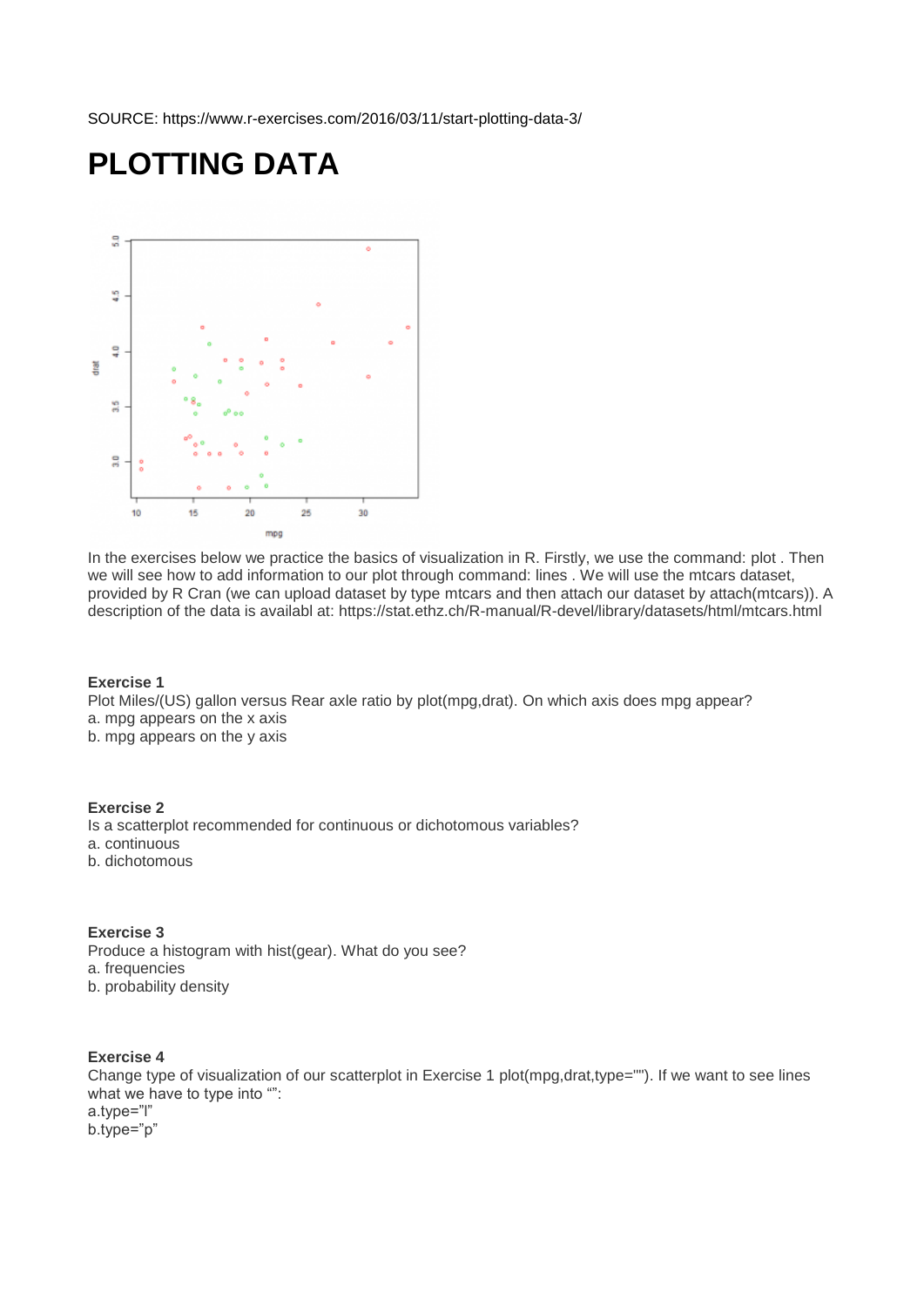SOURCE: https://www.r-exercises.com/2016/03/11/start-plotting-data-3/

# PLOTTING DATA

In the exercises below we practice the basics of visualization in R. Firstly, we use the command: plot . Then we will see how to add information to our plot through command: lines . We will use the mtcars dataset, provided by R Cran (we can upload dataset by type mtcars and then attach our dataset by attach(mtcars)). A description of the data is availabl at: https://stat.ethz.ch/R-manual/R-devel/library/datasets/html/mtcars.html

**Exercise 1**
Plot Miles/(US) gallon versus Rear axle ratio by plot(mpg,drat). On which axis does mpg appear?
a. mpg appears on the x axis
b. mpg appears on the y axis

**Exercise 2**
Is a scatterplot recommended for continuous or dichotomous variables?
a. continuous
b. dichotomous

**Exercise 3**
Produce a histogram with hist(gear). What do you see?
a. frequencies
b. probability density

**Exercise 4**
Change type of visualization of our scatterplot in Exercise 1 plot(mpg,drat,type=""). If we want to see lines what we have to type into "":
a.type="l"
b.type="p"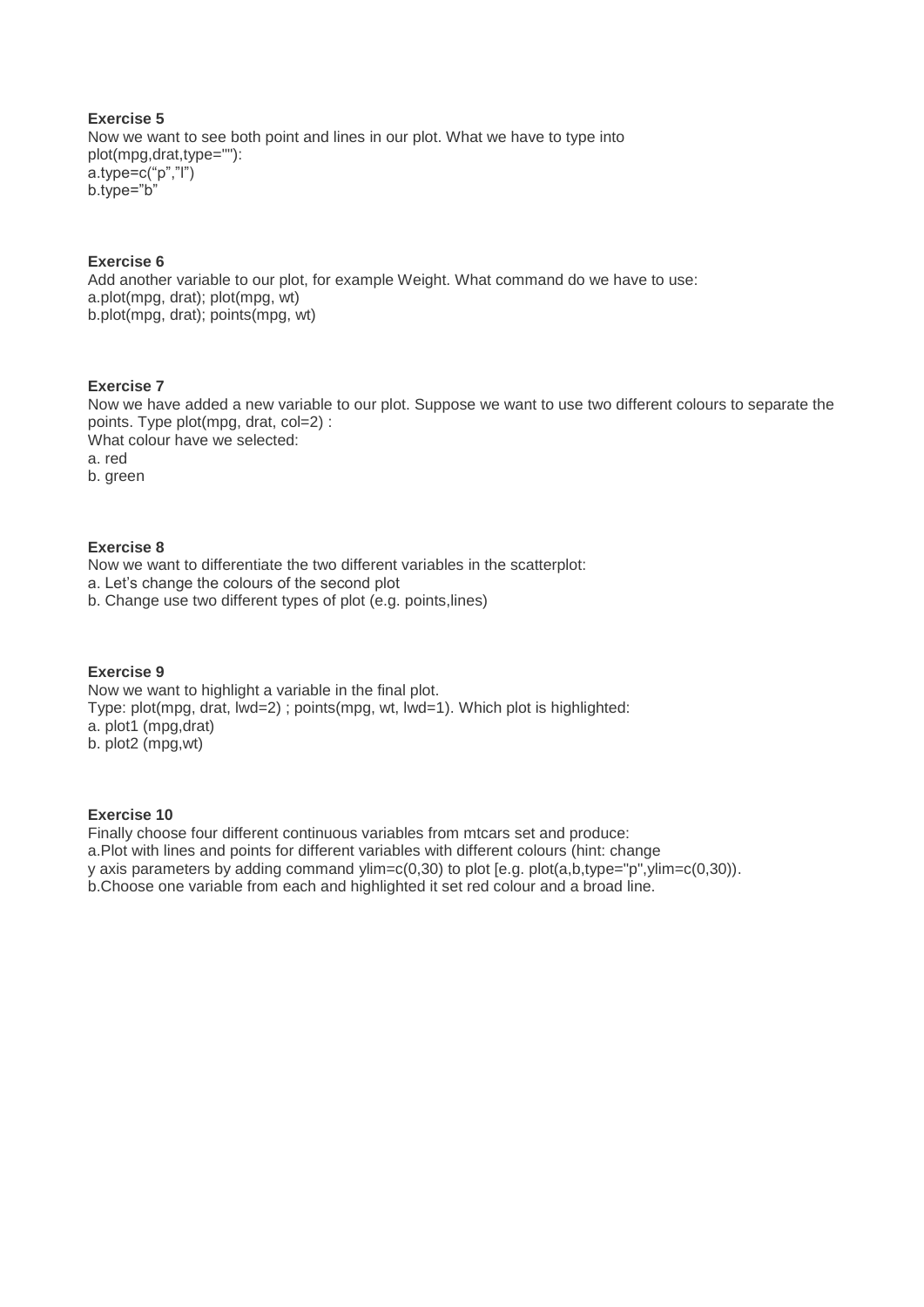**Exercise 5**

Now we want to see both point and lines in our plot. What we have to type into plot(mpg,drat,type=""):

a.type=c("p","l")

b.type="b"

**Exercise 6**

Add another variable to our plot, for example Weight. What command do we have to use:

a.plot(mpg, drat); plot(mpg, wt)

b.plot(mpg, drat); points(mpg, wt)

**Exercise 7**

Now we have added a new variable to our plot. Suppose we want to use two different colours to separate the points. Type plot(mpg, drat, col=2) :

What colour have we selected:

a. red

b. green

**Exercise 8**

Now we want to differentiate the two different variables in the scatterplot:

a. Let's change the colours of the second plot

b. Change use two different types of plot (e.g. points,lines)

**Exercise 9**

Now we want to highlight a variable in the final plot.

Type: plot(mpg, drat, lwd=2) ; points(mpg, wt, lwd=1). Which plot is highlighted:

a. plot1 (mpg,drat)

b. plot2 (mpg,wt)

**Exercise 10**

Finally choose four different continuous variables from mtcars set and produce:

a.Plot with lines and points for different variables with different colours (hint: change y axis parameters by adding command ylim=c(0,30) to plot [e.g. plot(a,b,type="p",ylim=c(0,30)).

b.Choose one variable from each and highlighted it set red colour and a broad line.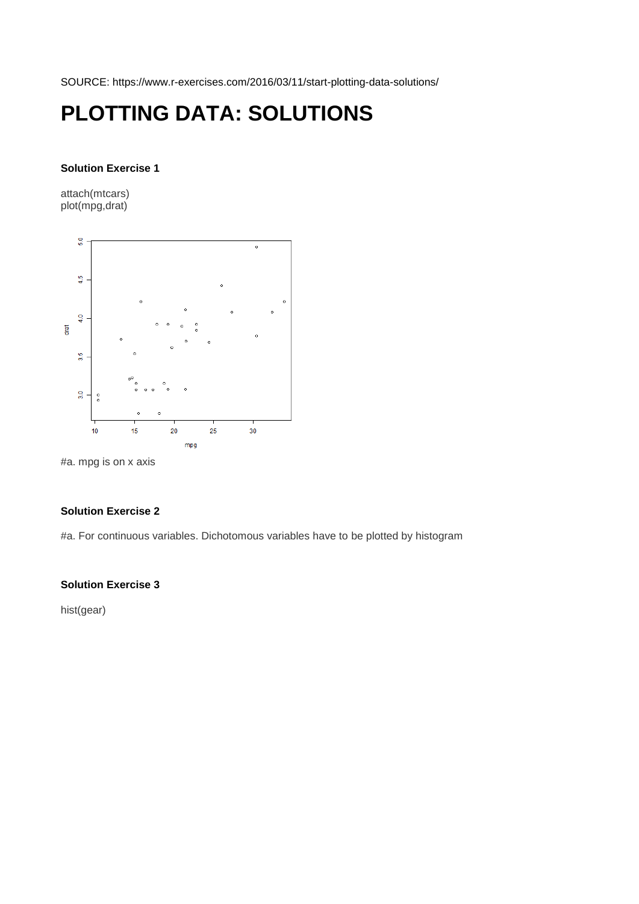SOURCE: https://www.r-exercises.com/2016/03/11/start-plotting-data-solutions/

# PLOTTING DATA: SOLUTIONS

**Solution Exercise 1**

```
attach(mtcars)
plot(mpg,drat)
```

#a. mpg is on x axis

**Solution Exercise 2**

#a. For continuous variables. Dichotomous variables have to be plotted by histogram

**Solution Exercise 3**

```
hist(gear)
```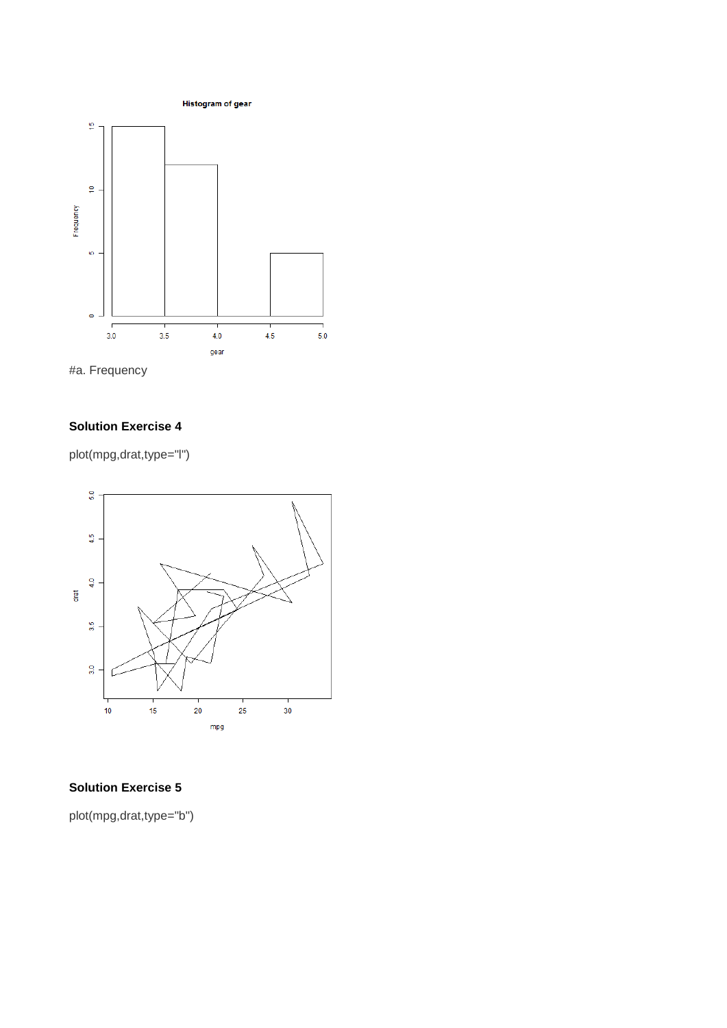#a. Frequency

**Solution Exercise 4**

```
plot(mpg,drat,type="l")
```

**Solution Exercise 5**

```
plot(mpg,drat,type="b")
```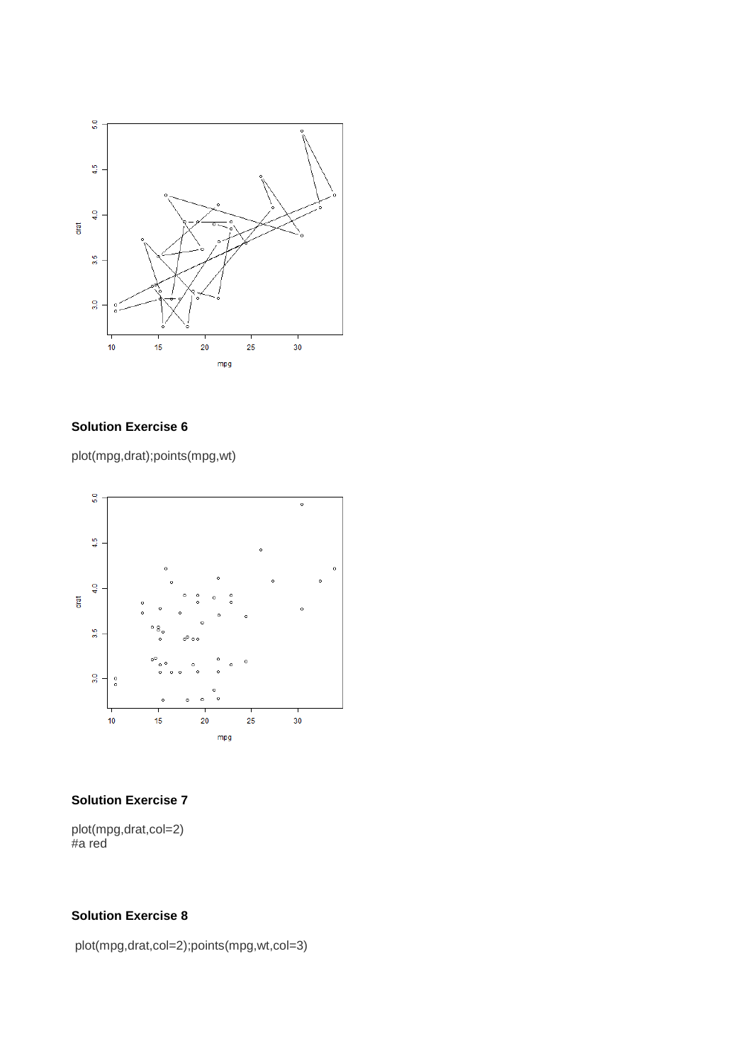## Solution Exercise 6

```
plot(mpg,drat);points(mpg,wt)
```

## Solution Exercise 7

```
plot(mpg,drat,col=2)
#a red
```

## Solution Exercise 8

```
plot(mpg,drat,col=2);points(mpg,wt,col=3)
```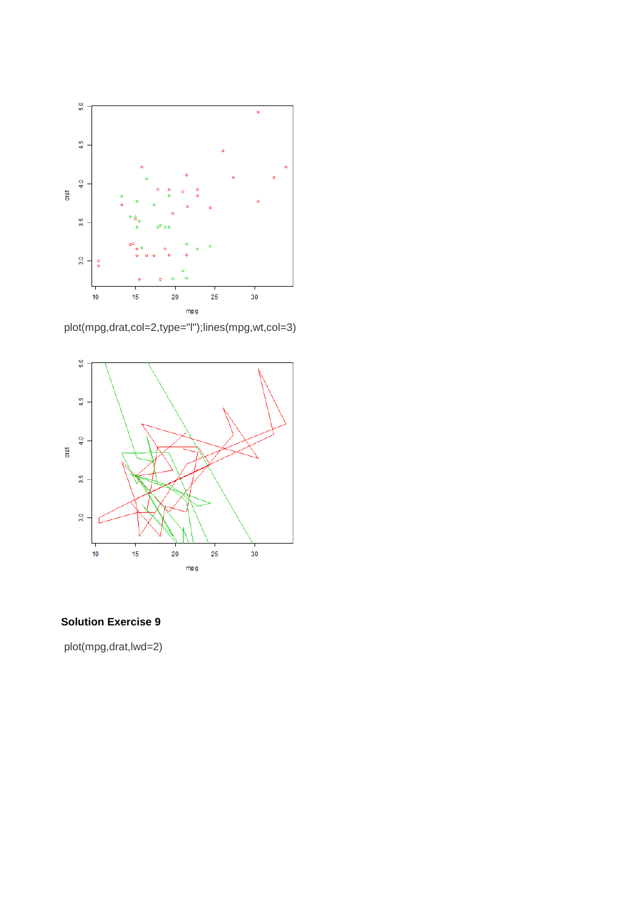```
plot(mpg,drat,col=2,type="l");lines(mpg,wt,col=3)
```

**Solution Exercise 9**

```
plot(mpg,drat,lwd=2)
```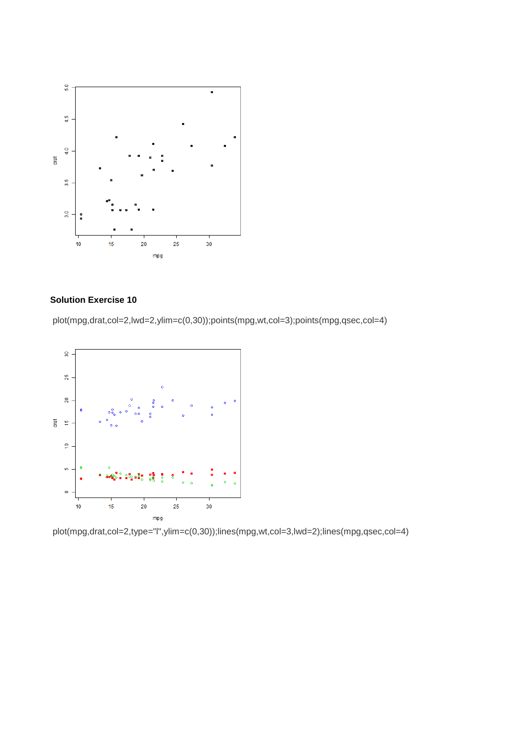## Solution Exercise 10

```
plot(mpg,drat,col=2,lwd=2,ylim=c(0,30));points(mpg,wt,col=3);points(mpg,qsec,col=4)
```

```
plot(mpg,drat,col=2,type="l",ylim=c(0,30));lines(mpg,wt,col=3,lwd=2);lines(mpg,qsec,col=4)
```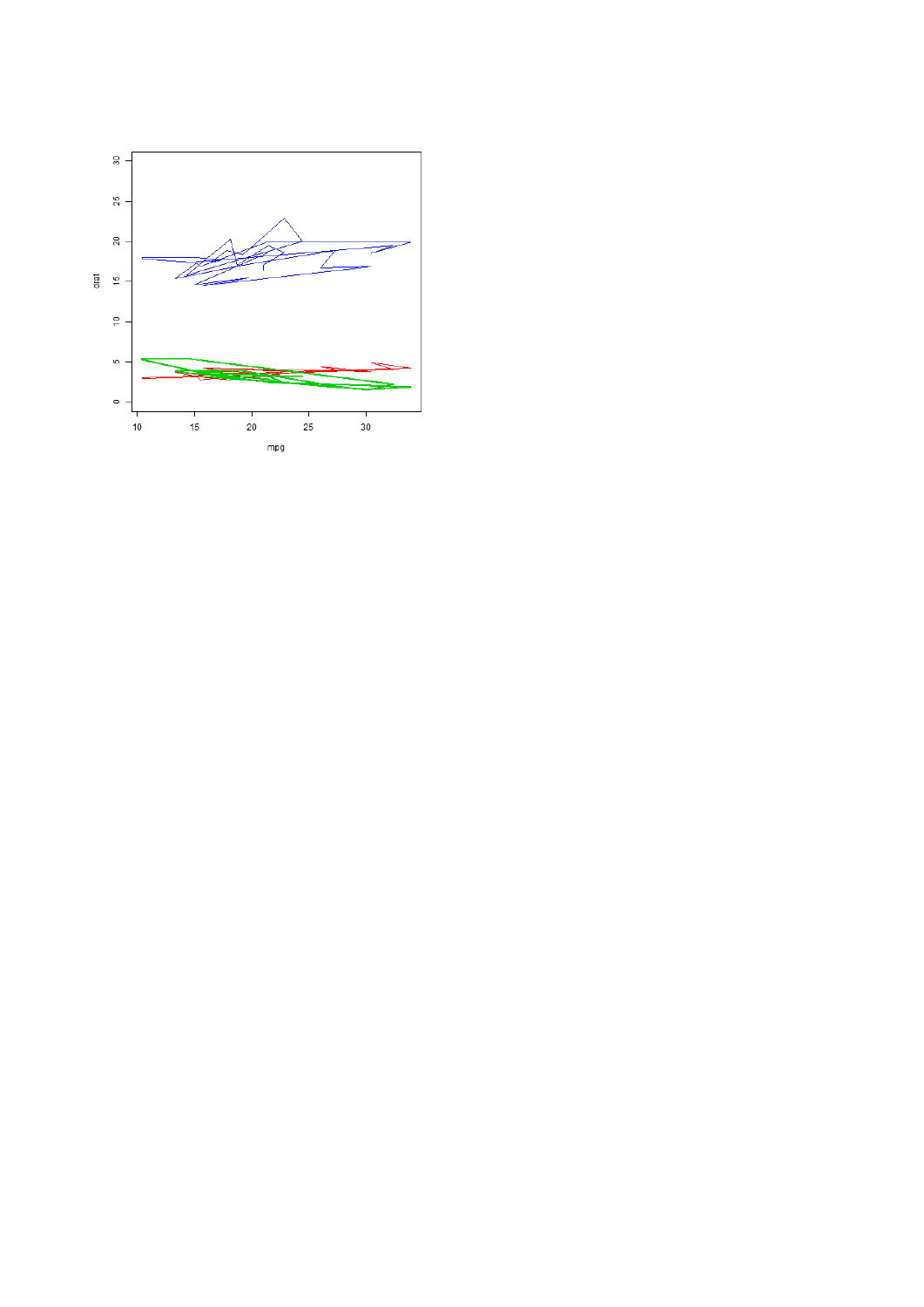drat

30
25
20
15
10
5
0

10
15
20
25
30

mpg